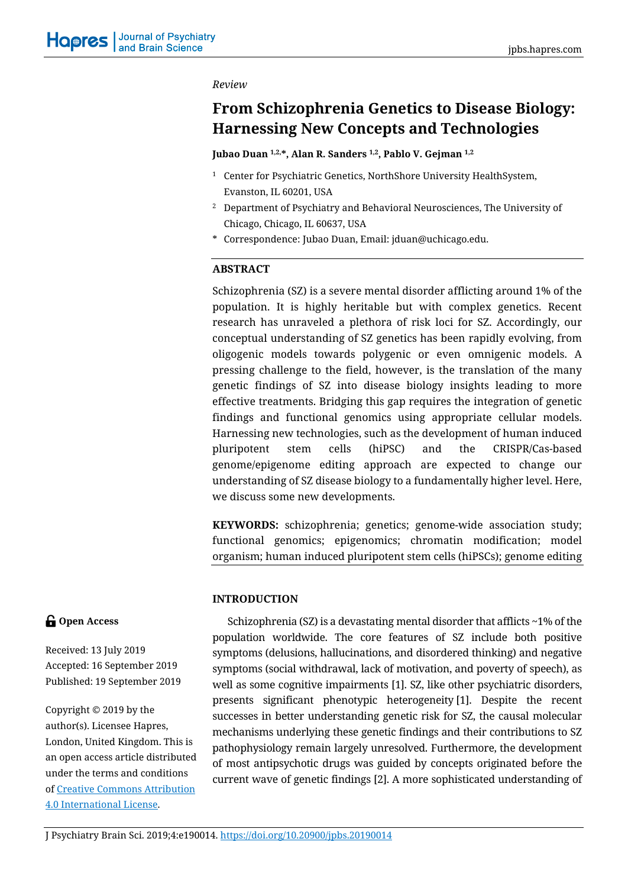*Review*

# From Schizophrenia Genetics to Disease Biology: Harnessing New Concepts and Technologies

**Jubao Duan [1,2,*], Alan R. Sanders [1,2], Pablo V. Gejman [1,2]**

[1] Center for Psychiatric Genetics, NorthShore University HealthSystem, Evanston, IL 60201, USA

[2] Department of Psychiatry and Behavioral Neurosciences, The University of Chicago, Chicago, IL 60637, USA

\* Correspondence: Jubao Duan, Email: jduan@uchicago.edu.

## ABSTRACT

Schizophrenia (SZ) is a severe mental disorder afflicting around 1% of the population. It is highly heritable but with complex genetics. Recent research has unraveled a plethora of risk loci for SZ. Accordingly, our conceptual understanding of SZ genetics has been rapidly evolving, from oligogenic models towards polygenic or even omnigenic models. A pressing challenge to the field, however, is the translation of the many genetic findings of SZ into disease biology insights leading to more effective treatments. Bridging this gap requires the integration of genetic findings and functional genomics using appropriate cellular models. Harnessing new technologies, such as the development of human induced pluripotent stem cells (hiPSC) and the CRISPR/Cas-based genome/epigenome editing approach are expected to change our understanding of SZ disease biology to a fundamentally higher level. Here, we discuss some new developments.

**KEYWORDS:** schizophrenia; genetics; genome-wide association study; functional genomics; epigenomics; chromatin modification; model organism; human induced pluripotent stem cells (hiPSCs); genome editing

**Open Access**

Received: 13 July 2019
Accepted: 16 September 2019
Published: 19 September 2019

Copyright © 2019 by the author(s). Licensee Hapres, London, United Kingdom. This is an open access article distributed under the terms and conditions of Creative Commons Attribution 4.0 International License.

## INTRODUCTION

Schizophrenia (SZ) is a devastating mental disorder that afflicts ~1% of the population worldwide. The core features of SZ include both positive symptoms (delusions, hallucinations, and disordered thinking) and negative symptoms (social withdrawal, lack of motivation, and poverty of speech), as well as some cognitive impairments [1]. SZ, like other psychiatric disorders, presents significant phenotypic heterogeneity [1]. Despite the recent successes in better understanding genetic risk for SZ, the causal molecular mechanisms underlying these genetic findings and their contributions to SZ pathophysiology remain largely unresolved. Furthermore, the development of most antipsychotic drugs was guided by concepts originated before the current wave of genetic findings [2]. A more sophisticated understanding of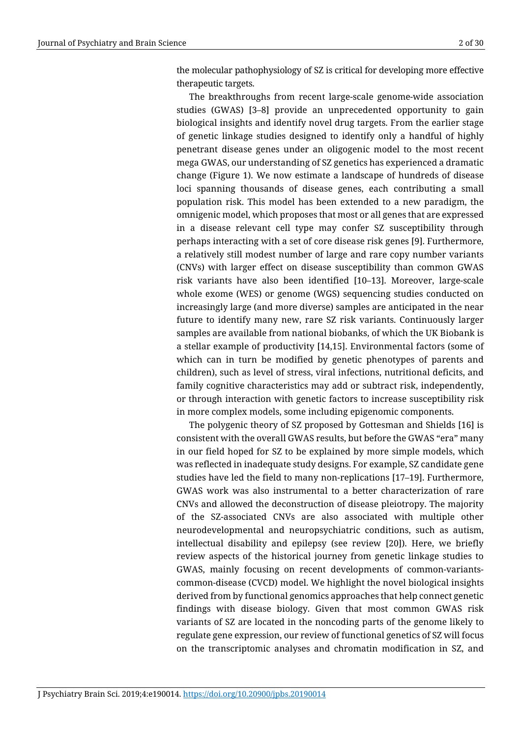the molecular pathophysiology of SZ is critical for developing more effective therapeutic targets.

The breakthroughs from recent large-scale genome-wide association studies (GWAS) [3–8] provide an unprecedented opportunity to gain biological insights and identify novel drug targets. From the earlier stage of genetic linkage studies designed to identify only a handful of highly penetrant disease genes under an oligogenic model to the most recent mega GWAS, our understanding of SZ genetics has experienced a dramatic change (Figure 1). We now estimate a landscape of hundreds of disease loci spanning thousands of disease genes, each contributing a small population risk. This model has been extended to a new paradigm, the omnigenic model, which proposes that most or all genes that are expressed in a disease relevant cell type may confer SZ susceptibility through perhaps interacting with a set of core disease risk genes [9]. Furthermore, a relatively still modest number of large and rare copy number variants (CNVs) with larger effect on disease susceptibility than common GWAS risk variants have also been identified [10–13]. Moreover, large-scale whole exome (WES) or genome (WGS) sequencing studies conducted on increasingly large (and more diverse) samples are anticipated in the near future to identify many new, rare SZ risk variants. Continuously larger samples are available from national biobanks, of which the UK Biobank is a stellar example of productivity [14,15]. Environmental factors (some of which can in turn be modified by genetic phenotypes of parents and children), such as level of stress, viral infections, nutritional deficits, and family cognitive characteristics may add or subtract risk, independently, or through interaction with genetic factors to increase susceptibility risk in more complex models, some including epigenomic components.

The polygenic theory of SZ proposed by Gottesman and Shields [16] is consistent with the overall GWAS results, but before the GWAS "era" many in our field hoped for SZ to be explained by more simple models, which was reflected in inadequate study designs. For example, SZ candidate gene studies have led the field to many non-replications [17–19]. Furthermore, GWAS work was also instrumental to a better characterization of rare CNVs and allowed the deconstruction of disease pleiotropy. The majority of the SZ-associated CNVs are also associated with multiple other neurodevelopmental and neuropsychiatric conditions, such as autism, intellectual disability and epilepsy (see review [20]). Here, we briefly review aspects of the historical journey from genetic linkage studies to GWAS, mainly focusing on recent developments of common-variants-common-disease (CVCD) model. We highlight the novel biological insights derived from by functional genomics approaches that help connect genetic findings with disease biology. Given that most common GWAS risk variants of SZ are located in the noncoding parts of the genome likely to regulate gene expression, our review of functional genetics of SZ will focus on the transcriptomic analyses and chromatin modification in SZ, and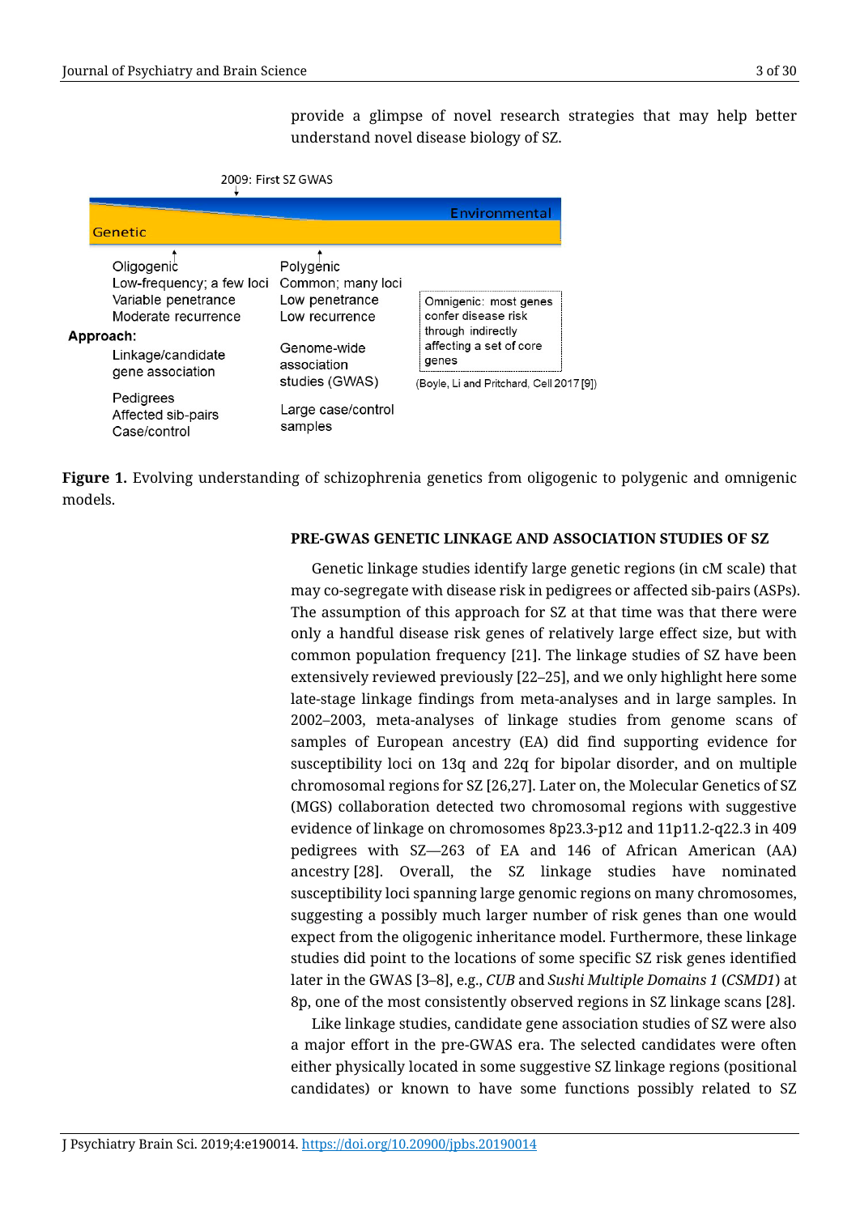provide a glimpse of novel research strategies that may help better understand novel disease biology of SZ.

2009: First SZ GWAS

Genetic

Environmental

Oligogenic
Low-frequency; a few loci
Variable penetrance
Moderate recurrence

Polygenic
Common; many loci
Low penetrance
Low recurrence

Omnigenic: most genes confer disease risk through indirectly affecting a set of core genes

(Boyle, Li and Pritchard, Cell 2017 [9])

Approach:

Linkage/candidate gene association

Pedigrees
Affected sib-pairs
Case/control

Genome-wide association studies (GWAS)

Large case/control samples

**Figure 1.** Evolving understanding of schizophrenia genetics from oligogenic to polygenic and omnigenic models.

## PRE-GWAS GENETIC LINKAGE AND ASSOCIATION STUDIES OF SZ

Genetic linkage studies identify large genetic regions (in cM scale) that may co-segregate with disease risk in pedigrees or affected sib-pairs (ASPs). The assumption of this approach for SZ at that time was that there were only a handful disease risk genes of relatively large effect size, but with common population frequency [21]. The linkage studies of SZ have been extensively reviewed previously [22–25], and we only highlight here some late-stage linkage findings from meta-analyses and in large samples. In 2002–2003, meta-analyses of linkage studies from genome scans of samples of European ancestry (EA) did find supporting evidence for susceptibility loci on 13q and 22q for bipolar disorder, and on multiple chromosomal regions for SZ [26,27]. Later on, the Molecular Genetics of SZ (MGS) collaboration detected two chromosomal regions with suggestive evidence of linkage on chromosomes 8p23.3-p12 and 11p11.2-q22.3 in 409 pedigrees with SZ—263 of EA and 146 of African American (AA) ancestry [28]. Overall, the SZ linkage studies have nominated susceptibility loci spanning large genomic regions on many chromosomes, suggesting a possibly much larger number of risk genes than one would expect from the oligogenic inheritance model. Furthermore, these linkage studies did point to the locations of some specific SZ risk genes identified later in the GWAS [3–8], e.g., *CUB* and *Sushi Multiple Domains 1* (*CSMD1*) at 8p, one of the most consistently observed regions in SZ linkage scans [28].

Like linkage studies, candidate gene association studies of SZ were also a major effort in the pre-GWAS era. The selected candidates were often either physically located in some suggestive SZ linkage regions (positional candidates) or known to have some functions possibly related to SZ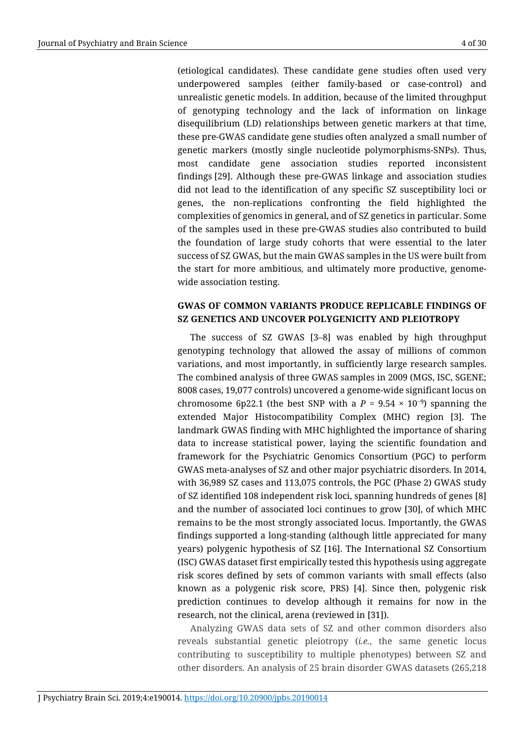(etiological candidates). These candidate gene studies often used very underpowered samples (either family-based or case-control) and unrealistic genetic models. In addition, because of the limited throughput of genotyping technology and the lack of information on linkage disequilibrium (LD) relationships between genetic markers at that time, these pre-GWAS candidate gene studies often analyzed a small number of genetic markers (mostly single nucleotide polymorphisms-SNPs). Thus, most candidate gene association studies reported inconsistent findings [29]. Although these pre-GWAS linkage and association studies did not lead to the identification of any specific SZ susceptibility loci or genes, the non-replications confronting the field highlighted the complexities of genomics in general, and of SZ genetics in particular. Some of the samples used in these pre-GWAS studies also contributed to build the foundation of large study cohorts that were essential to the later success of SZ GWAS, but the main GWAS samples in the US were built from the start for more ambitious, and ultimately more productive, genome-wide association testing.

## GWAS OF COMMON VARIANTS PRODUCE REPLICABLE FINDINGS OF SZ GENETICS AND UNCOVER POLYGENICITY AND PLEIOTROPY

The success of SZ GWAS [3–8] was enabled by high throughput genotyping technology that allowed the assay of millions of common variations, and most importantly, in sufficiently large research samples. The combined analysis of three GWAS samples in 2009 (MGS, ISC, SGENE; 8008 cases, 19,077 controls) uncovered a genome-wide significant locus on chromosome 6p22.1 (the best SNP with a $P = 9.54 \times 10^{-9}$) spanning the extended Major Histocompatibility Complex (MHC) region [3]. The landmark GWAS finding with MHC highlighted the importance of sharing data to increase statistical power, laying the scientific foundation and framework for the Psychiatric Genomics Consortium (PGC) to perform GWAS meta-analyses of SZ and other major psychiatric disorders. In 2014, with 36,989 SZ cases and 113,075 controls, the PGC (Phase 2) GWAS study of SZ identified 108 independent risk loci, spanning hundreds of genes [8] and the number of associated loci continues to grow [30], of which MHC remains to be the most strongly associated locus. Importantly, the GWAS findings supported a long-standing (although little appreciated for many years) polygenic hypothesis of SZ [16]. The International SZ Consortium (ISC) GWAS dataset first empirically tested this hypothesis using aggregate risk scores defined by sets of common variants with small effects (also known as a polygenic risk score, PRS) [4]. Since then, polygenic risk prediction continues to develop although it remains for now in the research, not the clinical, arena (reviewed in [31]).

Analyzing GWAS data sets of SZ and other common disorders also reveals substantial genetic pleiotropy (*i.e.*, the same genetic locus contributing to susceptibility to multiple phenotypes) between SZ and other disorders. An analysis of 25 brain disorder GWAS datasets (265,218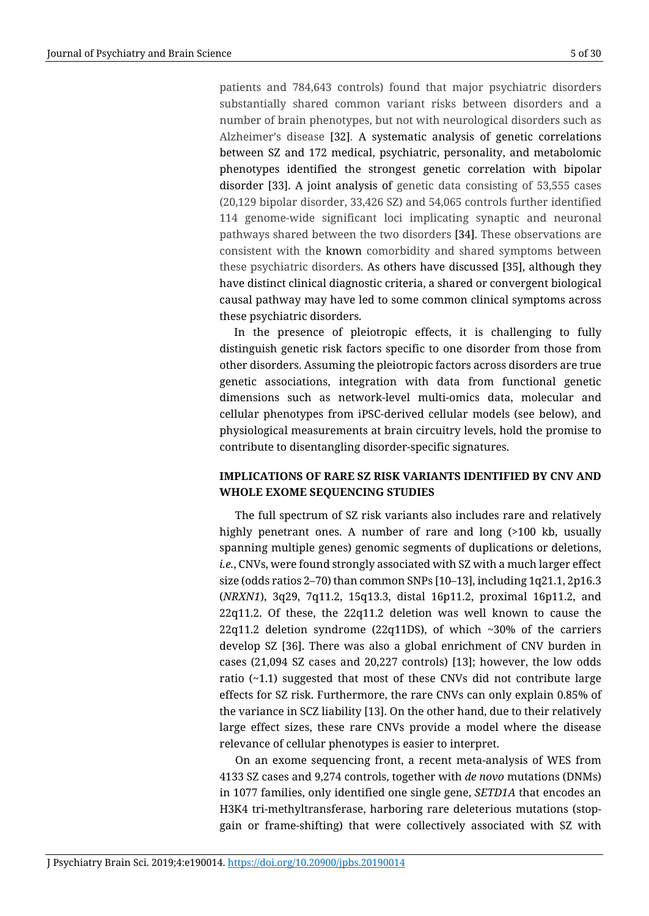patients and 784,643 controls) found that major psychiatric disorders substantially shared common variant risks between disorders and a number of brain phenotypes, but not with neurological disorders such as Alzheimer's disease [32]. A systematic analysis of genetic correlations between SZ and 172 medical, psychiatric, personality, and metabolomic phenotypes identified the strongest genetic correlation with bipolar disorder [33]. A joint analysis of genetic data consisting of 53,555 cases (20,129 bipolar disorder, 33,426 SZ) and 54,065 controls further identified 114 genome-wide significant loci implicating synaptic and neuronal pathways shared between the two disorders [34]. These observations are consistent with the known comorbidity and shared symptoms between these psychiatric disorders. As others have discussed [35], although they have distinct clinical diagnostic criteria, a shared or convergent biological causal pathway may have led to some common clinical symptoms across these psychiatric disorders.

In the presence of pleiotropic effects, it is challenging to fully distinguish genetic risk factors specific to one disorder from those from other disorders. Assuming the pleiotropic factors across disorders are true genetic associations, integration with data from functional genetic dimensions such as network-level multi-omics data, molecular and cellular phenotypes from iPSC-derived cellular models (see below), and physiological measurements at brain circuitry levels, hold the promise to contribute to disentangling disorder-specific signatures.

## IMPLICATIONS OF RARE SZ RISK VARIANTS IDENTIFIED BY CNV AND WHOLE EXOME SEQUENCING STUDIES

The full spectrum of SZ risk variants also includes rare and relatively highly penetrant ones. A number of rare and long (>100 kb, usually spanning multiple genes) genomic segments of duplications or deletions, *i.e.*, CNVs, were found strongly associated with SZ with a much larger effect size (odds ratios 2–70) than common SNPs [10–13], including 1q21.1, 2p16.3 (*NRXN1*), 3q29, 7q11.2, 15q13.3, distal 16p11.2, proximal 16p11.2, and 22q11.2. Of these, the 22q11.2 deletion was well known to cause the 22q11.2 deletion syndrome (22q11DS), of which ~30% of the carriers develop SZ [36]. There was also a global enrichment of CNV burden in cases (21,094 SZ cases and 20,227 controls) [13]; however, the low odds ratio (~1.1) suggested that most of these CNVs did not contribute large effects for SZ risk. Furthermore, the rare CNVs can only explain 0.85% of the variance in SCZ liability [13]. On the other hand, due to their relatively large effect sizes, these rare CNVs provide a model where the disease relevance of cellular phenotypes is easier to interpret.

On an exome sequencing front, a recent meta-analysis of WES from 4133 SZ cases and 9,274 controls, together with *de novo* mutations (DNMs) in 1077 families, only identified one single gene, *SETD1A* that encodes an H3K4 tri-methyltransferase, harboring rare deleterious mutations (stop-gain or frame-shifting) that were collectively associated with SZ with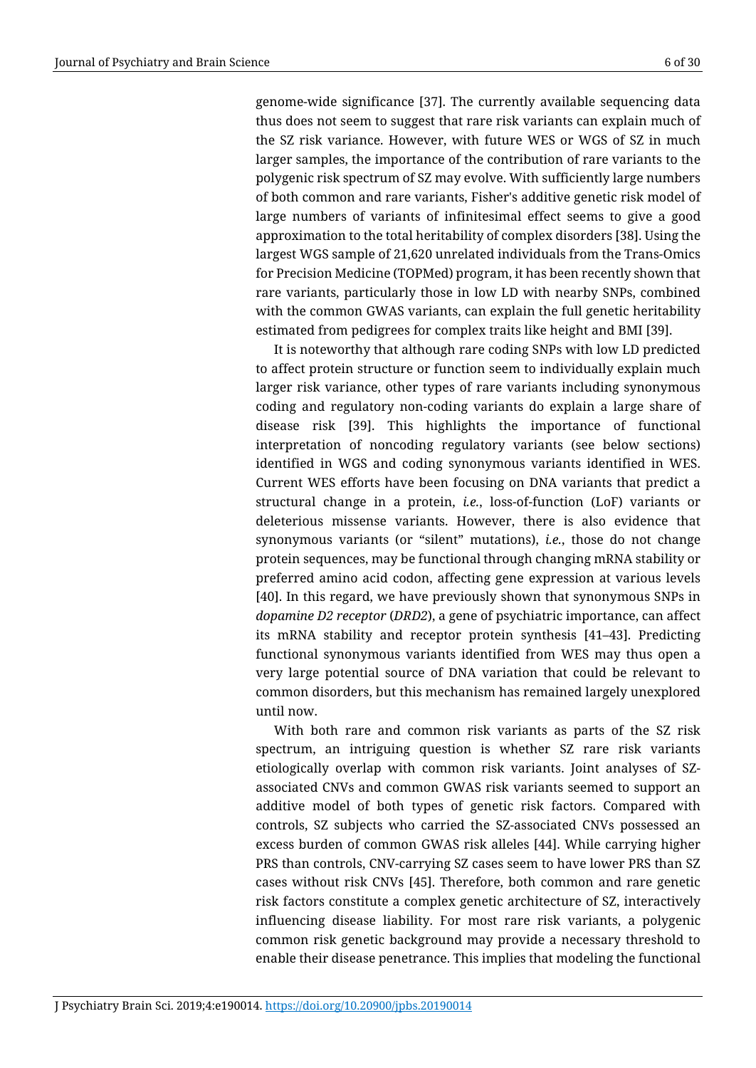genome-wide significance [37]. The currently available sequencing data thus does not seem to suggest that rare risk variants can explain much of the SZ risk variance. However, with future WES or WGS of SZ in much larger samples, the importance of the contribution of rare variants to the polygenic risk spectrum of SZ may evolve. With sufficiently large numbers of both common and rare variants, Fisher's additive genetic risk model of large numbers of variants of infinitesimal effect seems to give a good approximation to the total heritability of complex disorders [38]. Using the largest WGS sample of 21,620 unrelated individuals from the Trans-Omics for Precision Medicine (TOPMed) program, it has been recently shown that rare variants, particularly those in low LD with nearby SNPs, combined with the common GWAS variants, can explain the full genetic heritability estimated from pedigrees for complex traits like height and BMI [39].

It is noteworthy that although rare coding SNPs with low LD predicted to affect protein structure or function seem to individually explain much larger risk variance, other types of rare variants including synonymous coding and regulatory non-coding variants do explain a large share of disease risk [39]. This highlights the importance of functional interpretation of noncoding regulatory variants (see below sections) identified in WGS and coding synonymous variants identified in WES. Current WES efforts have been focusing on DNA variants that predict a structural change in a protein, *i.e.*, loss-of-function (LoF) variants or deleterious missense variants. However, there is also evidence that synonymous variants (or "silent" mutations), *i.e.*, those do not change protein sequences, may be functional through changing mRNA stability or preferred amino acid codon, affecting gene expression at various levels [40]. In this regard, we have previously shown that synonymous SNPs in *dopamine D2 receptor* (*DRD2*), a gene of psychiatric importance, can affect its mRNA stability and receptor protein synthesis [41–43]. Predicting functional synonymous variants identified from WES may thus open a very large potential source of DNA variation that could be relevant to common disorders, but this mechanism has remained largely unexplored until now.

With both rare and common risk variants as parts of the SZ risk spectrum, an intriguing question is whether SZ rare risk variants etiologically overlap with common risk variants. Joint analyses of SZ-associated CNVs and common GWAS risk variants seemed to support an additive model of both types of genetic risk factors. Compared with controls, SZ subjects who carried the SZ-associated CNVs possessed an excess burden of common GWAS risk alleles [44]. While carrying higher PRS than controls, CNV-carrying SZ cases seem to have lower PRS than SZ cases without risk CNVs [45]. Therefore, both common and rare genetic risk factors constitute a complex genetic architecture of SZ, interactively influencing disease liability. For most rare risk variants, a polygenic common risk genetic background may provide a necessary threshold to enable their disease penetrance. This implies that modeling the functional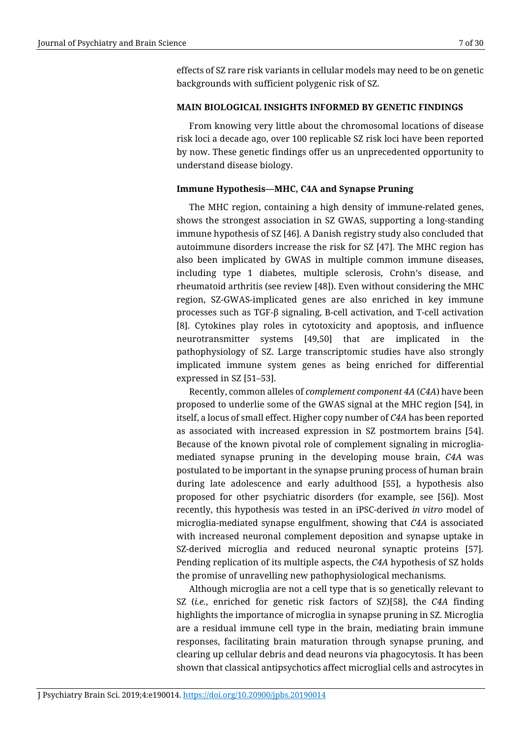effects of SZ rare risk variants in cellular models may need to be on genetic backgrounds with sufficient polygenic risk of SZ.

## MAIN BIOLOGICAL INSIGHTS INFORMED BY GENETIC FINDINGS

From knowing very little about the chromosomal locations of disease risk loci a decade ago, over 100 replicable SZ risk loci have been reported by now. These genetic findings offer us an unprecedented opportunity to understand disease biology.

### Immune Hypothesis—MHC, C4A and Synapse Pruning

The MHC region, containing a high density of immune-related genes, shows the strongest association in SZ GWAS, supporting a long-standing immune hypothesis of SZ [46]. A Danish registry study also concluded that autoimmune disorders increase the risk for SZ [47]. The MHC region has also been implicated by GWAS in multiple common immune diseases, including type 1 diabetes, multiple sclerosis, Crohn's disease, and rheumatoid arthritis (see review [48]). Even without considering the MHC region, SZ-GWAS-implicated genes are also enriched in key immune processes such as TGF-β signaling, B-cell activation, and T-cell activation [8]. Cytokines play roles in cytotoxicity and apoptosis, and influence neurotransmitter systems [49,50] that are implicated in the pathophysiology of SZ. Large transcriptomic studies have also strongly implicated immune system genes as being enriched for differential expressed in SZ [51–53].

Recently, common alleles of *complement component 4A* (*C4A*) have been proposed to underlie some of the GWAS signal at the MHC region [54], in itself, a locus of small effect. Higher copy number of *C4A* has been reported as associated with increased expression in SZ postmortem brains [54]. Because of the known pivotal role of complement signaling in microglia-mediated synapse pruning in the developing mouse brain, *C4A* was postulated to be important in the synapse pruning process of human brain during late adolescence and early adulthood [55], a hypothesis also proposed for other psychiatric disorders (for example, see [56]). Most recently, this hypothesis was tested in an iPSC-derived *in vitro* model of microglia-mediated synapse engulfment, showing that *C4A* is associated with increased neuronal complement deposition and synapse uptake in SZ-derived microglia and reduced neuronal synaptic proteins [57]. Pending replication of its multiple aspects, the *C4A* hypothesis of SZ holds the promise of unravelling new pathophysiological mechanisms.

Although microglia are not a cell type that is so genetically relevant to SZ (*i.e.*, enriched for genetic risk factors of SZ)[58], the *C4A* finding highlights the importance of microglia in synapse pruning in SZ. Microglia are a residual immune cell type in the brain, mediating brain immune responses, facilitating brain maturation through synapse pruning, and clearing up cellular debris and dead neurons via phagocytosis. It has been shown that classical antipsychotics affect microglial cells and astrocytes in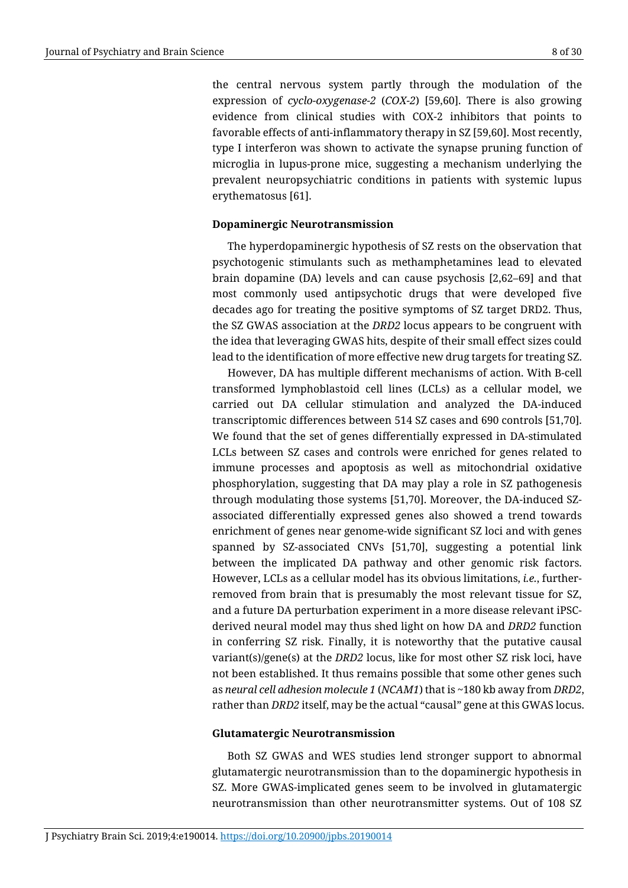the central nervous system partly through the modulation of the expression of *cyclo-oxygenase-2* (*COX-2*) [59,60]. There is also growing evidence from clinical studies with COX-2 inhibitors that points to favorable effects of anti-inflammatory therapy in SZ [59,60]. Most recently, type I interferon was shown to activate the synapse pruning function of microglia in lupus-prone mice, suggesting a mechanism underlying the prevalent neuropsychiatric conditions in patients with systemic lupus erythematosus [61].

**Dopaminergic Neurotransmission**

The hyperdopaminergic hypothesis of SZ rests on the observation that psychotogenic stimulants such as methamphetamines lead to elevated brain dopamine (DA) levels and can cause psychosis [2,62–69] and that most commonly used antipsychotic drugs that were developed five decades ago for treating the positive symptoms of SZ target DRD2. Thus, the SZ GWAS association at the *DRD2* locus appears to be congruent with the idea that leveraging GWAS hits, despite of their small effect sizes could lead to the identification of more effective new drug targets for treating SZ.

However, DA has multiple different mechanisms of action. With B-cell transformed lymphoblastoid cell lines (LCLs) as a cellular model, we carried out DA cellular stimulation and analyzed the DA-induced transcriptomic differences between 514 SZ cases and 690 controls [51,70]. We found that the set of genes differentially expressed in DA-stimulated LCLs between SZ cases and controls were enriched for genes related to immune processes and apoptosis as well as mitochondrial oxidative phosphorylation, suggesting that DA may play a role in SZ pathogenesis through modulating those systems [51,70]. Moreover, the DA-induced SZ-associated differentially expressed genes also showed a trend towards enrichment of genes near genome-wide significant SZ loci and with genes spanned by SZ-associated CNVs [51,70], suggesting a potential link between the implicated DA pathway and other genomic risk factors. However, LCLs as a cellular model has its obvious limitations, *i.e.*, further-removed from brain that is presumably the most relevant tissue for SZ, and a future DA perturbation experiment in a more disease relevant iPSC-derived neural model may thus shed light on how DA and *DRD2* function in conferring SZ risk. Finally, it is noteworthy that the putative causal variant(s)/gene(s) at the *DRD2* locus, like for most other SZ risk loci, have not been established. It thus remains possible that some other genes such as *neural cell adhesion molecule 1* (*NCAM1*) that is ~180 kb away from *DRD2*, rather than *DRD2* itself, may be the actual "causal" gene at this GWAS locus.

**Glutamatergic Neurotransmission**

Both SZ GWAS and WES studies lend stronger support to abnormal glutamatergic neurotransmission than to the dopaminergic hypothesis in SZ. More GWAS-implicated genes seem to be involved in glutamatergic neurotransmission than other neurotransmitter systems. Out of 108 SZ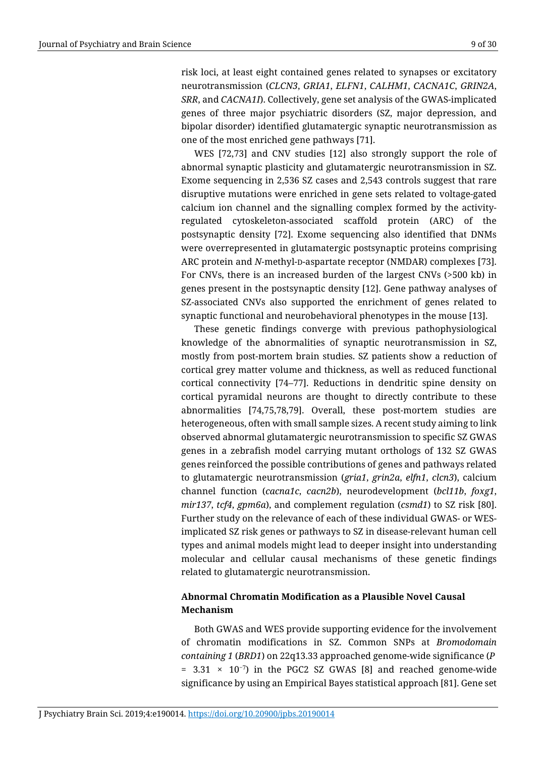risk loci, at least eight contained genes related to synapses or excitatory neurotransmission (*CLCN3*, *GRIA1*, *ELFN1*, *CALHM1*, *CACNA1C*, *GRIN2A*, *SRR*, and *CACNA1I*). Collectively, gene set analysis of the GWAS-implicated genes of three major psychiatric disorders (SZ, major depression, and bipolar disorder) identified glutamatergic synaptic neurotransmission as one of the most enriched gene pathways [71].

WES [72,73] and CNV studies [12] also strongly support the role of abnormal synaptic plasticity and glutamatergic neurotransmission in SZ. Exome sequencing in 2,536 SZ cases and 2,543 controls suggest that rare disruptive mutations were enriched in gene sets related to voltage-gated calcium ion channel and the signalling complex formed by the activity-regulated cytoskeleton-associated scaffold protein (ARC) of the postsynaptic density [72]. Exome sequencing also identified that DNMs were overrepresented in glutamatergic postsynaptic proteins comprising ARC protein and *N*-methyl-D-aspartate receptor (NMDAR) complexes [73]. For CNVs, there is an increased burden of the largest CNVs (>500 kb) in genes present in the postsynaptic density [12]. Gene pathway analyses of SZ-associated CNVs also supported the enrichment of genes related to synaptic functional and neurobehavioral phenotypes in the mouse [13].

These genetic findings converge with previous pathophysiological knowledge of the abnormalities of synaptic neurotransmission in SZ, mostly from post-mortem brain studies. SZ patients show a reduction of cortical grey matter volume and thickness, as well as reduced functional cortical connectivity [74–77]. Reductions in dendritic spine density on cortical pyramidal neurons are thought to directly contribute to these abnormalities [74,75,78,79]. Overall, these post-mortem studies are heterogeneous, often with small sample sizes. A recent study aiming to link observed abnormal glutamatergic neurotransmission to specific SZ GWAS genes in a zebrafish model carrying mutant orthologs of 132 SZ GWAS genes reinforced the possible contributions of genes and pathways related to glutamatergic neurotransmission (*gria1*, *grin2a*, *elfn1*, *clcn3*), calcium channel function (*cacna1c*, *cacn2b*), neurodevelopment (*bcl11b*, *foxg1*, *mir137*, *tcf4*, *gpm6a*), and complement regulation (*csmd1*) to SZ risk [80]. Further study on the relevance of each of these individual GWAS- or WES-implicated SZ risk genes or pathways to SZ in disease-relevant human cell types and animal models might lead to deeper insight into understanding molecular and cellular causal mechanisms of these genetic findings related to glutamatergic neurotransmission.

### Abnormal Chromatin Modification as a Plausible Novel Causal Mechanism

Both GWAS and WES provide supporting evidence for the involvement of chromatin modifications in SZ. Common SNPs at *Bromodomain containing 1* (*BRD1*) on 22q13.33 approached genome-wide significance ($P = 3.31 \times 10^{-7}$) in the PGC2 SZ GWAS [8] and reached genome-wide significance by using an Empirical Bayes statistical approach [81]. Gene set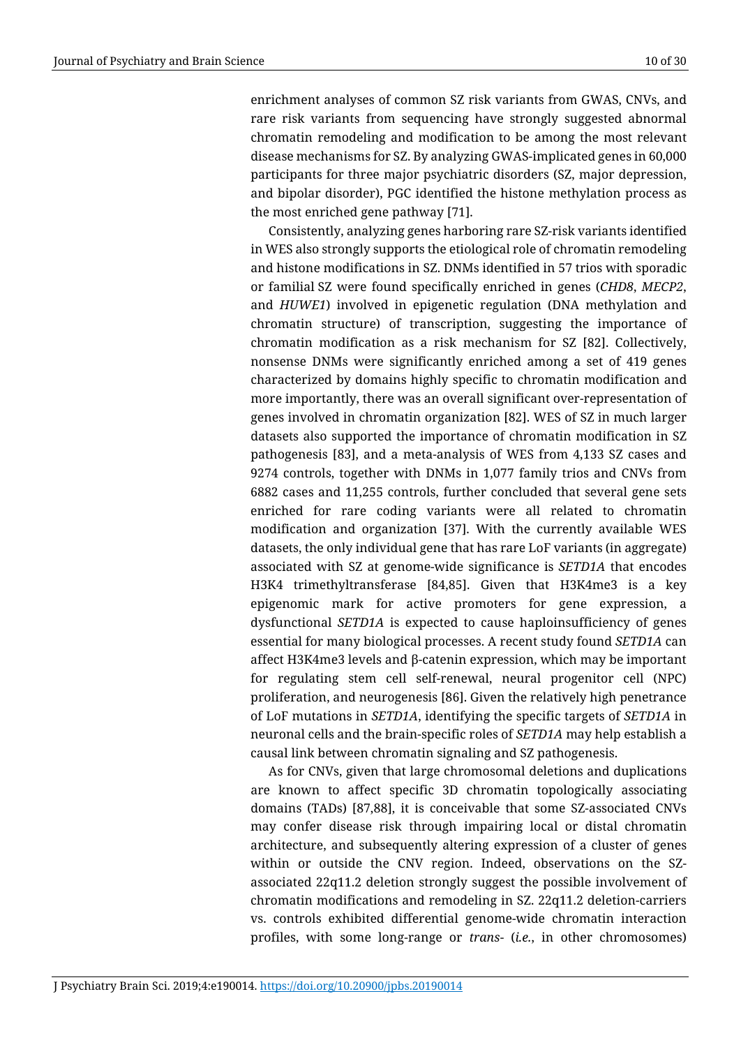enrichment analyses of common SZ risk variants from GWAS, CNVs, and rare risk variants from sequencing have strongly suggested abnormal chromatin remodeling and modification to be among the most relevant disease mechanisms for SZ. By analyzing GWAS-implicated genes in 60,000 participants for three major psychiatric disorders (SZ, major depression, and bipolar disorder), PGC identified the histone methylation process as the most enriched gene pathway [71].

Consistently, analyzing genes harboring rare SZ-risk variants identified in WES also strongly supports the etiological role of chromatin remodeling and histone modifications in SZ. DNMs identified in 57 trios with sporadic or familial SZ were found specifically enriched in genes (*CHD8*, *MECP2*, and *HUWE1*) involved in epigenetic regulation (DNA methylation and chromatin structure) of transcription, suggesting the importance of chromatin modification as a risk mechanism for SZ [82]. Collectively, nonsense DNMs were significantly enriched among a set of 419 genes characterized by domains highly specific to chromatin modification and more importantly, there was an overall significant over-representation of genes involved in chromatin organization [82]. WES of SZ in much larger datasets also supported the importance of chromatin modification in SZ pathogenesis [83], and a meta-analysis of WES from 4,133 SZ cases and 9274 controls, together with DNMs in 1,077 family trios and CNVs from 6882 cases and 11,255 controls, further concluded that several gene sets enriched for rare coding variants were all related to chromatin modification and organization [37]. With the currently available WES datasets, the only individual gene that has rare LoF variants (in aggregate) associated with SZ at genome-wide significance is *SETD1A* that encodes H3K4 trimethyltransferase [84,85]. Given that H3K4me3 is a key epigenomic mark for active promoters for gene expression, a dysfunctional *SETD1A* is expected to cause haploinsufficiency of genes essential for many biological processes. A recent study found *SETD1A* can affect H3K4me3 levels and β-catenin expression, which may be important for regulating stem cell self-renewal, neural progenitor cell (NPC) proliferation, and neurogenesis [86]. Given the relatively high penetrance of LoF mutations in *SETD1A*, identifying the specific targets of *SETD1A* in neuronal cells and the brain-specific roles of *SETD1A* may help establish a causal link between chromatin signaling and SZ pathogenesis.

As for CNVs, given that large chromosomal deletions and duplications are known to affect specific 3D chromatin topologically associating domains (TADs) [87,88], it is conceivable that some SZ-associated CNVs may confer disease risk through impairing local or distal chromatin architecture, and subsequently altering expression of a cluster of genes within or outside the CNV region. Indeed, observations on the SZ-associated 22q11.2 deletion strongly suggest the possible involvement of chromatin modifications and remodeling in SZ. 22q11.2 deletion-carriers vs. controls exhibited differential genome-wide chromatin interaction profiles, with some long-range or *trans*- (*i.e.*, in other chromosomes)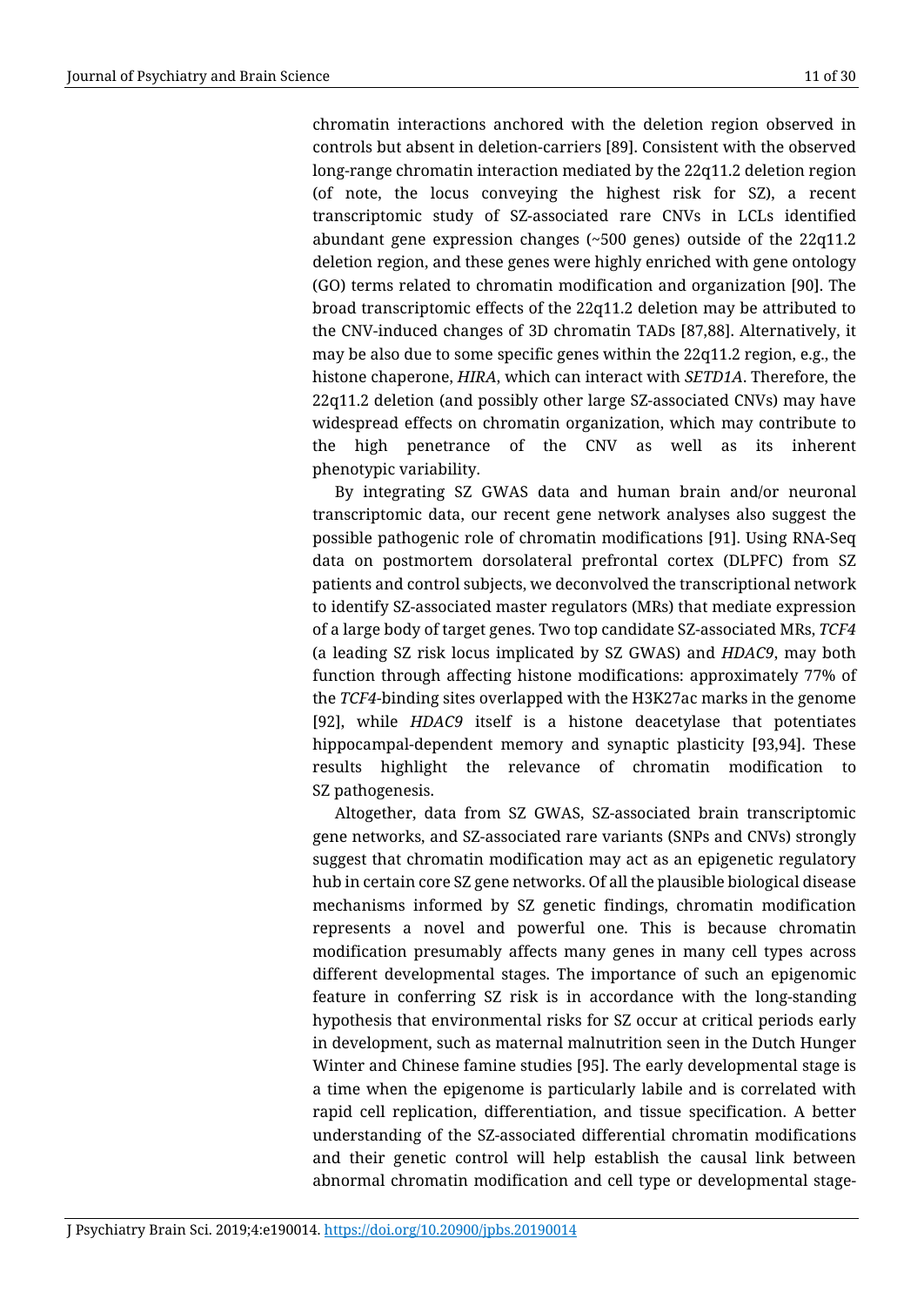chromatin interactions anchored with the deletion region observed in controls but absent in deletion-carriers [89]. Consistent with the observed long-range chromatin interaction mediated by the 22q11.2 deletion region (of note, the locus conveying the highest risk for SZ), a recent transcriptomic study of SZ-associated rare CNVs in LCLs identified abundant gene expression changes (~500 genes) outside of the 22q11.2 deletion region, and these genes were highly enriched with gene ontology (GO) terms related to chromatin modification and organization [90]. The broad transcriptomic effects of the 22q11.2 deletion may be attributed to the CNV-induced changes of 3D chromatin TADs [87,88]. Alternatively, it may be also due to some specific genes within the 22q11.2 region, e.g., the histone chaperone, *HIRA*, which can interact with *SETD1A*. Therefore, the 22q11.2 deletion (and possibly other large SZ-associated CNVs) may have widespread effects on chromatin organization, which may contribute to the high penetrance of the CNV as well as its inherent phenotypic variability.

By integrating SZ GWAS data and human brain and/or neuronal transcriptomic data, our recent gene network analyses also suggest the possible pathogenic role of chromatin modifications [91]. Using RNA-Seq data on postmortem dorsolateral prefrontal cortex (DLPFC) from SZ patients and control subjects, we deconvolved the transcriptional network to identify SZ-associated master regulators (MRs) that mediate expression of a large body of target genes. Two top candidate SZ-associated MRs, *TCF4* (a leading SZ risk locus implicated by SZ GWAS) and *HDAC9*, may both function through affecting histone modifications: approximately 77% of the *TCF4*-binding sites overlapped with the H3K27ac marks in the genome [92], while *HDAC9* itself is a histone deacetylase that potentiates hippocampal-dependent memory and synaptic plasticity [93,94]. These results highlight the relevance of chromatin modification to SZ pathogenesis.

Altogether, data from SZ GWAS, SZ-associated brain transcriptomic gene networks, and SZ-associated rare variants (SNPs and CNVs) strongly suggest that chromatin modification may act as an epigenetic regulatory hub in certain core SZ gene networks. Of all the plausible biological disease mechanisms informed by SZ genetic findings, chromatin modification represents a novel and powerful one. This is because chromatin modification presumably affects many genes in many cell types across different developmental stages. The importance of such an epigenomic feature in conferring SZ risk is in accordance with the long-standing hypothesis that environmental risks for SZ occur at critical periods early in development, such as maternal malnutrition seen in the Dutch Hunger Winter and Chinese famine studies [95]. The early developmental stage is a time when the epigenome is particularly labile and is correlated with rapid cell replication, differentiation, and tissue specification. A better understanding of the SZ-associated differential chromatin modifications and their genetic control will help establish the causal link between abnormal chromatin modification and cell type or developmental stage-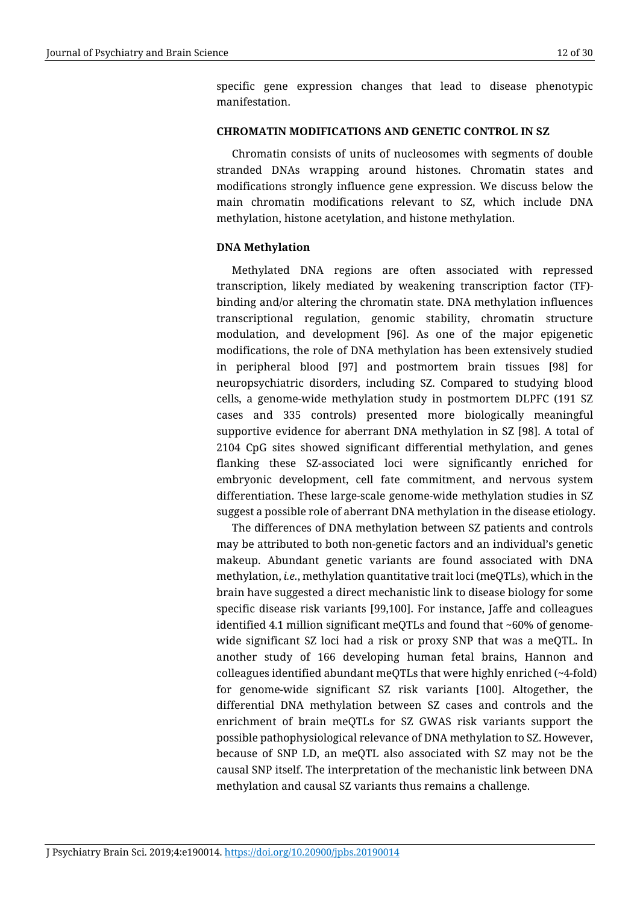specific gene expression changes that lead to disease phenotypic manifestation.

## CHROMATIN MODIFICATIONS AND GENETIC CONTROL IN SZ

Chromatin consists of units of nucleosomes with segments of double stranded DNAs wrapping around histones. Chromatin states and modifications strongly influence gene expression. We discuss below the main chromatin modifications relevant to SZ, which include DNA methylation, histone acetylation, and histone methylation.

### DNA Methylation

Methylated DNA regions are often associated with repressed transcription, likely mediated by weakening transcription factor (TF)-binding and/or altering the chromatin state. DNA methylation influences transcriptional regulation, genomic stability, chromatin structure modulation, and development [96]. As one of the major epigenetic modifications, the role of DNA methylation has been extensively studied in peripheral blood [97] and postmortem brain tissues [98] for neuropsychiatric disorders, including SZ. Compared to studying blood cells, a genome-wide methylation study in postmortem DLPFC (191 SZ cases and 335 controls) presented more biologically meaningful supportive evidence for aberrant DNA methylation in SZ [98]. A total of 2104 CpG sites showed significant differential methylation, and genes flanking these SZ-associated loci were significantly enriched for embryonic development, cell fate commitment, and nervous system differentiation. These large-scale genome-wide methylation studies in SZ suggest a possible role of aberrant DNA methylation in the disease etiology.

The differences of DNA methylation between SZ patients and controls may be attributed to both non-genetic factors and an individual's genetic makeup. Abundant genetic variants are found associated with DNA methylation, *i.e.*, methylation quantitative trait loci (meQTLs), which in the brain have suggested a direct mechanistic link to disease biology for some specific disease risk variants [99,100]. For instance, Jaffe and colleagues identified 4.1 million significant meQTLs and found that ~60% of genome-wide significant SZ loci had a risk or proxy SNP that was a meQTL. In another study of 166 developing human fetal brains, Hannon and colleagues identified abundant meQTLs that were highly enriched (~4-fold) for genome-wide significant SZ risk variants [100]. Altogether, the differential DNA methylation between SZ cases and controls and the enrichment of brain meQTLs for SZ GWAS risk variants support the possible pathophysiological relevance of DNA methylation to SZ. However, because of SNP LD, an meQTL also associated with SZ may not be the causal SNP itself. The interpretation of the mechanistic link between DNA methylation and causal SZ variants thus remains a challenge.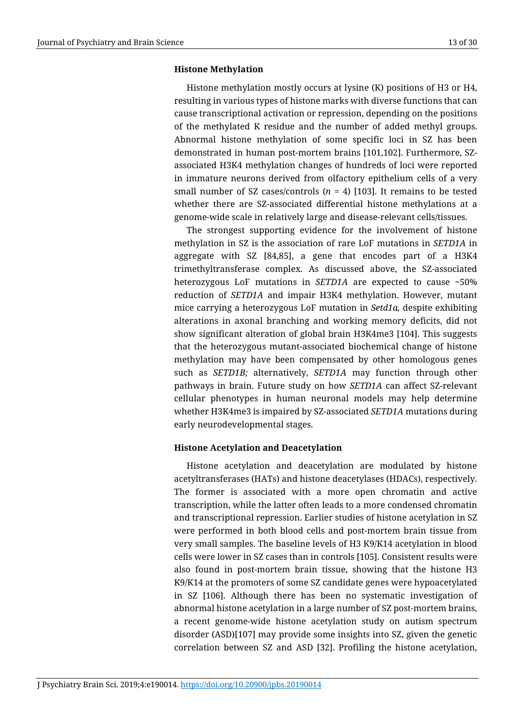**Histone Methylation**

Histone methylation mostly occurs at lysine (K) positions of H3 or H4, resulting in various types of histone marks with diverse functions that can cause transcriptional activation or repression, depending on the positions of the methylated K residue and the number of added methyl groups. Abnormal histone methylation of some specific loci in SZ has been demonstrated in human post-mortem brains [101,102]. Furthermore, SZ-associated H3K4 methylation changes of hundreds of loci were reported in immature neurons derived from olfactory epithelium cells of a very small number of SZ cases/controls ($n$ = 4) [103]. It remains to be tested whether there are SZ-associated differential histone methylations at a genome-wide scale in relatively large and disease-relevant cells/tissues.

The strongest supporting evidence for the involvement of histone methylation in SZ is the association of rare LoF mutations in *SETD1A* in aggregate with SZ [84,85], a gene that encodes part of a H3K4 trimethyltransferase complex. As discussed above, the SZ-associated heterozygous LoF mutations in *SETD1A* are expected to cause ~50% reduction of *SETD1A* and impair H3K4 methylation. However, mutant mice carrying a heterozygous LoF mutation in *Setd1a,* despite exhibiting alterations in axonal branching and working memory deficits, did not show significant alteration of global brain H3K4me3 [104]. This suggests that the heterozygous mutant-associated biochemical change of histone methylation may have been compensated by other homologous genes such as *SETD1B;* alternatively, *SETD1A* may function through other pathways in brain. Future study on how *SETD1A* can affect SZ-relevant cellular phenotypes in human neuronal models may help determine whether H3K4me3 is impaired by SZ-associated *SETD1A* mutations during early neurodevelopmental stages.

**Histone Acetylation and Deacetylation**

Histone acetylation and deacetylation are modulated by histone acetyltransferases (HATs) and histone deacetylases (HDACs), respectively. The former is associated with a more open chromatin and active transcription, while the latter often leads to a more condensed chromatin and transcriptional repression. Earlier studies of histone acetylation in SZ were performed in both blood cells and post-mortem brain tissue from very small samples. The baseline levels of H3 K9/K14 acetylation in blood cells were lower in SZ cases than in controls [105]. Consistent results were also found in post-mortem brain tissue, showing that the histone H3 K9/K14 at the promoters of some SZ candidate genes were hypoacetylated in SZ [106]. Although there has been no systematic investigation of abnormal histone acetylation in a large number of SZ post-mortem brains, a recent genome-wide histone acetylation study on autism spectrum disorder (ASD)[107] may provide some insights into SZ, given the genetic correlation between SZ and ASD [32]. Profiling the histone acetylation,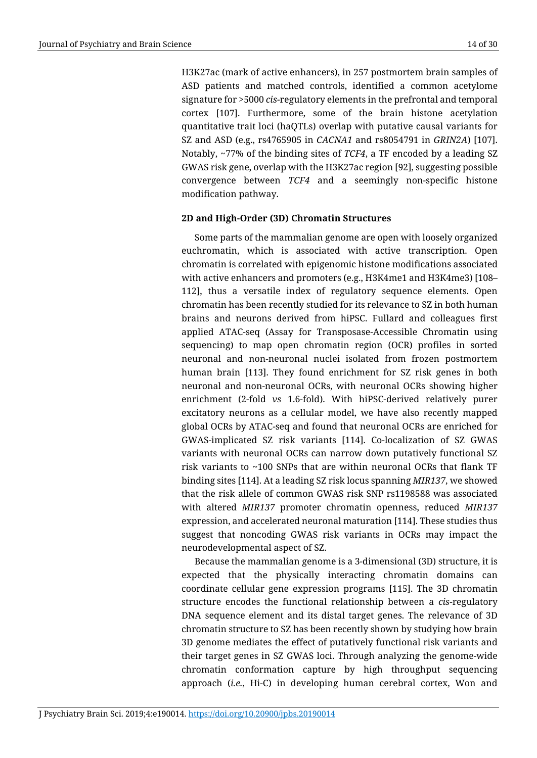H3K27ac (mark of active enhancers), in 257 postmortem brain samples of ASD patients and matched controls, identified a common acetylome signature for >5000 *cis*-regulatory elements in the prefrontal and temporal cortex [107]. Furthermore, some of the brain histone acetylation quantitative trait loci (haQTLs) overlap with putative causal variants for SZ and ASD (e.g., rs4765905 in *CACNA1* and rs8054791 in *GRIN2A*) [107]. Notably, ~77% of the binding sites of *TCF4*, a TF encoded by a leading SZ GWAS risk gene, overlap with the H3K27ac region [92], suggesting possible convergence between *TCF4* and a seemingly non-specific histone modification pathway.

**2D and High-Order (3D) Chromatin Structures**

Some parts of the mammalian genome are open with loosely organized euchromatin, which is associated with active transcription. Open chromatin is correlated with epigenomic histone modifications associated with active enhancers and promoters (e.g., H3K4me1 and H3K4me3) [108–112], thus a versatile index of regulatory sequence elements. Open chromatin has been recently studied for its relevance to SZ in both human brains and neurons derived from hiPSC. Fullard and colleagues first applied ATAC-seq (Assay for Transposase-Accessible Chromatin using sequencing) to map open chromatin region (OCR) profiles in sorted neuronal and non-neuronal nuclei isolated from frozen postmortem human brain [113]. They found enrichment for SZ risk genes in both neuronal and non-neuronal OCRs, with neuronal OCRs showing higher enrichment (2-fold *vs* 1.6-fold). With hiPSC-derived relatively purer excitatory neurons as a cellular model, we have also recently mapped global OCRs by ATAC-seq and found that neuronal OCRs are enriched for GWAS-implicated SZ risk variants [114]. Co-localization of SZ GWAS variants with neuronal OCRs can narrow down putatively functional SZ risk variants to ~100 SNPs that are within neuronal OCRs that flank TF binding sites [114]. At a leading SZ risk locus spanning *MIR137*, we showed that the risk allele of common GWAS risk SNP rs1198588 was associated with altered *MIR137* promoter chromatin openness, reduced *MIR137* expression, and accelerated neuronal maturation [114]. These studies thus suggest that noncoding GWAS risk variants in OCRs may impact the neurodevelopmental aspect of SZ.

Because the mammalian genome is a 3-dimensional (3D) structure, it is expected that the physically interacting chromatin domains can coordinate cellular gene expression programs [115]. The 3D chromatin structure encodes the functional relationship between a *cis*-regulatory DNA sequence element and its distal target genes. The relevance of 3D chromatin structure to SZ has been recently shown by studying how brain 3D genome mediates the effect of putatively functional risk variants and their target genes in SZ GWAS loci. Through analyzing the genome-wide chromatin conformation capture by high throughput sequencing approach (*i.e.*, Hi-C) in developing human cerebral cortex, Won and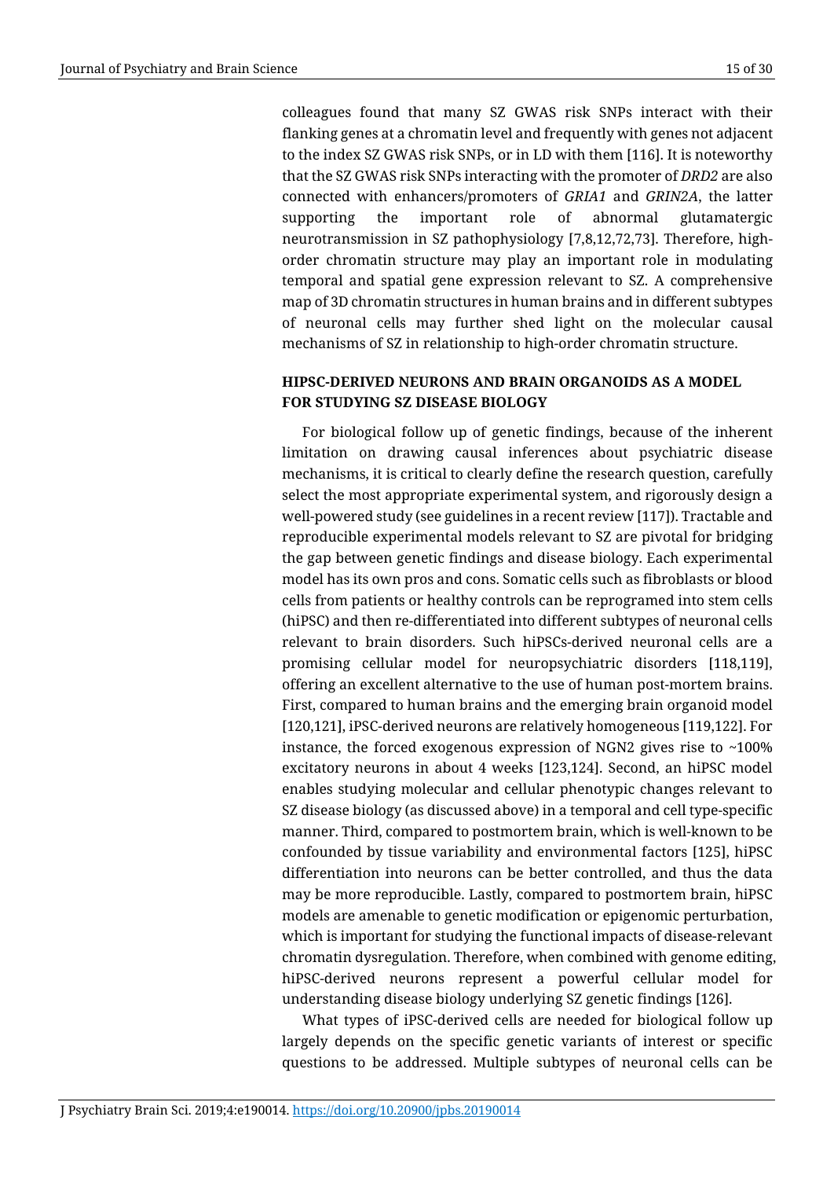colleagues found that many SZ GWAS risk SNPs interact with their flanking genes at a chromatin level and frequently with genes not adjacent to the index SZ GWAS risk SNPs, or in LD with them [116]. It is noteworthy that the SZ GWAS risk SNPs interacting with the promoter of *DRD2* are also connected with enhancers/promoters of *GRIA1* and *GRIN2A*, the latter supporting the important role of abnormal glutamatergic neurotransmission in SZ pathophysiology [7,8,12,72,73]. Therefore, high-order chromatin structure may play an important role in modulating temporal and spatial gene expression relevant to SZ. A comprehensive map of 3D chromatin structures in human brains and in different subtypes of neuronal cells may further shed light on the molecular causal mechanisms of SZ in relationship to high-order chromatin structure.

## HIPSC-DERIVED NEURONS AND BRAIN ORGANOIDS AS A MODEL FOR STUDYING SZ DISEASE BIOLOGY

For biological follow up of genetic findings, because of the inherent limitation on drawing causal inferences about psychiatric disease mechanisms, it is critical to clearly define the research question, carefully select the most appropriate experimental system, and rigorously design a well-powered study (see guidelines in a recent review [117]). Tractable and reproducible experimental models relevant to SZ are pivotal for bridging the gap between genetic findings and disease biology. Each experimental model has its own pros and cons. Somatic cells such as fibroblasts or blood cells from patients or healthy controls can be reprogramed into stem cells (hiPSC) and then re-differentiated into different subtypes of neuronal cells relevant to brain disorders. Such hiPSCs-derived neuronal cells are a promising cellular model for neuropsychiatric disorders [118,119], offering an excellent alternative to the use of human post-mortem brains. First, compared to human brains and the emerging brain organoid model [120,121], iPSC-derived neurons are relatively homogeneous [119,122]. For instance, the forced exogenous expression of NGN2 gives rise to ~100% excitatory neurons in about 4 weeks [123,124]. Second, an hiPSC model enables studying molecular and cellular phenotypic changes relevant to SZ disease biology (as discussed above) in a temporal and cell type-specific manner. Third, compared to postmortem brain, which is well-known to be confounded by tissue variability and environmental factors [125], hiPSC differentiation into neurons can be better controlled, and thus the data may be more reproducible. Lastly, compared to postmortem brain, hiPSC models are amenable to genetic modification or epigenomic perturbation, which is important for studying the functional impacts of disease-relevant chromatin dysregulation. Therefore, when combined with genome editing, hiPSC-derived neurons represent a powerful cellular model for understanding disease biology underlying SZ genetic findings [126].

What types of iPSC-derived cells are needed for biological follow up largely depends on the specific genetic variants of interest or specific questions to be addressed. Multiple subtypes of neuronal cells can be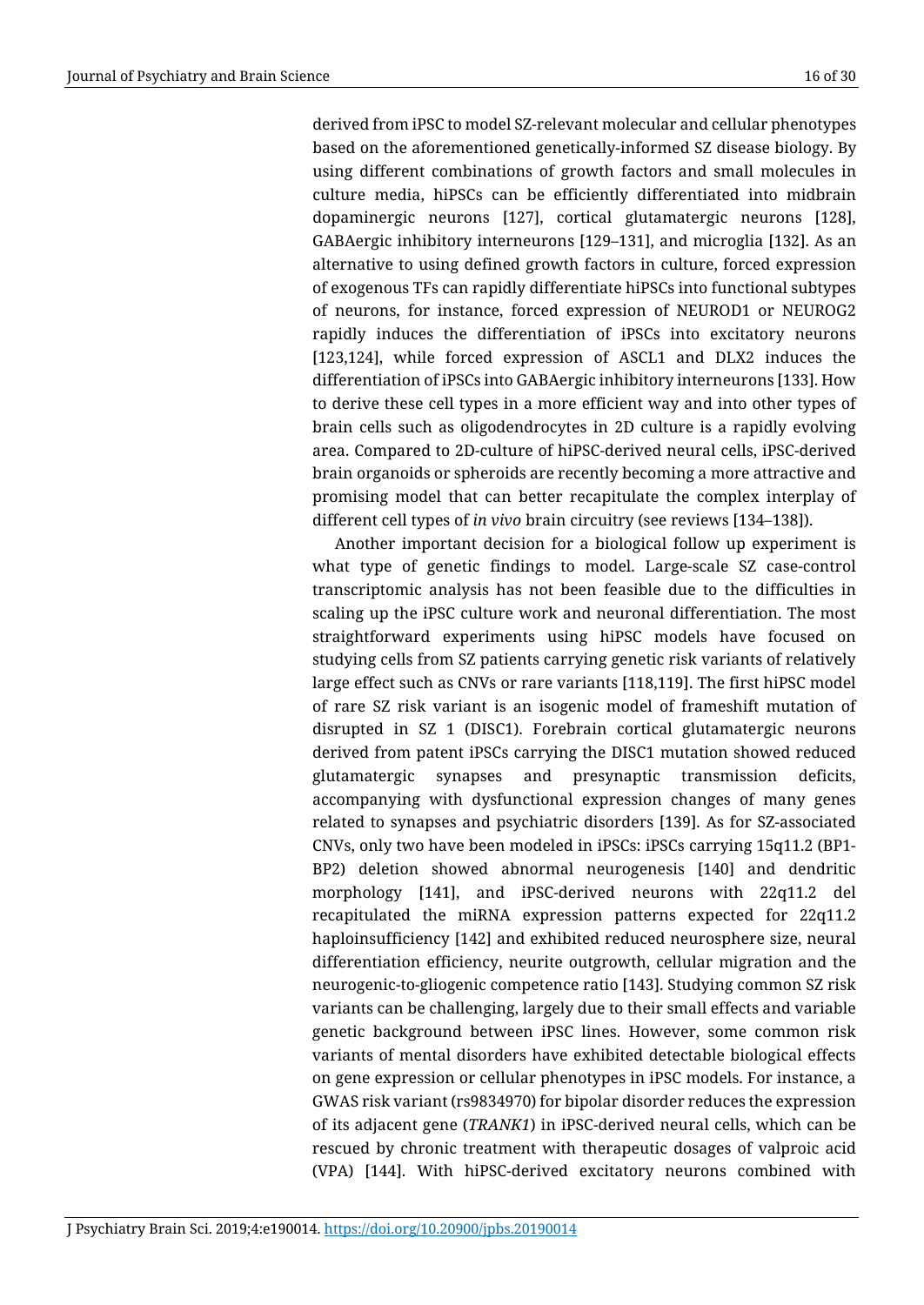derived from iPSC to model SZ-relevant molecular and cellular phenotypes based on the aforementioned genetically-informed SZ disease biology. By using different combinations of growth factors and small molecules in culture media, hiPSCs can be efficiently differentiated into midbrain dopaminergic neurons [127], cortical glutamatergic neurons [128], GABAergic inhibitory interneurons [129–131], and microglia [132]. As an alternative to using defined growth factors in culture, forced expression of exogenous TFs can rapidly differentiate hiPSCs into functional subtypes of neurons, for instance, forced expression of NEUROD1 or NEUROG2 rapidly induces the differentiation of iPSCs into excitatory neurons [123,124], while forced expression of ASCL1 and DLX2 induces the differentiation of iPSCs into GABAergic inhibitory interneurons [133]. How to derive these cell types in a more efficient way and into other types of brain cells such as oligodendrocytes in 2D culture is a rapidly evolving area. Compared to 2D-culture of hiPSC-derived neural cells, iPSC-derived brain organoids or spheroids are recently becoming a more attractive and promising model that can better recapitulate the complex interplay of different cell types of *in vivo* brain circuitry (see reviews [134–138]).

Another important decision for a biological follow up experiment is what type of genetic findings to model. Large-scale SZ case-control transcriptomic analysis has not been feasible due to the difficulties in scaling up the iPSC culture work and neuronal differentiation. The most straightforward experiments using hiPSC models have focused on studying cells from SZ patients carrying genetic risk variants of relatively large effect such as CNVs or rare variants [118,119]. The first hiPSC model of rare SZ risk variant is an isogenic model of frameshift mutation of disrupted in SZ 1 (DISC1). Forebrain cortical glutamatergic neurons derived from patent iPSCs carrying the DISC1 mutation showed reduced glutamatergic synapses and presynaptic transmission deficits, accompanying with dysfunctional expression changes of many genes related to synapses and psychiatric disorders [139]. As for SZ-associated CNVs, only two have been modeled in iPSCs: iPSCs carrying 15q11.2 (BP1-BP2) deletion showed abnormal neurogenesis [140] and dendritic morphology [141], and iPSC-derived neurons with 22q11.2 del recapitulated the miRNA expression patterns expected for 22q11.2 haploinsufficiency [142] and exhibited reduced neurosphere size, neural differentiation efficiency, neurite outgrowth, cellular migration and the neurogenic-to-gliogenic competence ratio [143]. Studying common SZ risk variants can be challenging, largely due to their small effects and variable genetic background between iPSC lines. However, some common risk variants of mental disorders have exhibited detectable biological effects on gene expression or cellular phenotypes in iPSC models. For instance, a GWAS risk variant (rs9834970) for bipolar disorder reduces the expression of its adjacent gene (*TRANK1*) in iPSC-derived neural cells, which can be rescued by chronic treatment with therapeutic dosages of valproic acid (VPA) [144]. With hiPSC-derived excitatory neurons combined with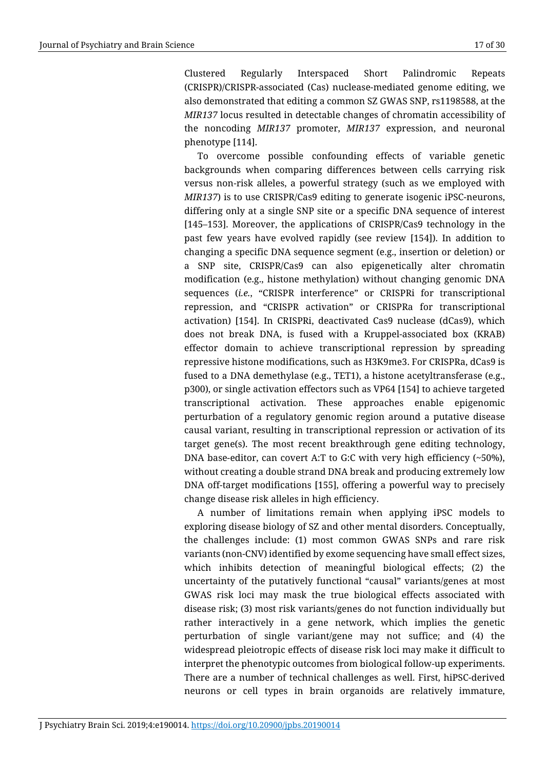Clustered Regularly Interspaced Short Palindromic Repeats (CRISPR)/CRISPR-associated (Cas) nuclease-mediated genome editing, we also demonstrated that editing a common SZ GWAS SNP, rs1198588, at the *MIR137* locus resulted in detectable changes of chromatin accessibility of the noncoding *MIR137* promoter, *MIR137* expression, and neuronal phenotype [114].

To overcome possible confounding effects of variable genetic backgrounds when comparing differences between cells carrying risk versus non-risk alleles, a powerful strategy (such as we employed with *MIR137*) is to use CRISPR/Cas9 editing to generate isogenic iPSC-neurons, differing only at a single SNP site or a specific DNA sequence of interest [145–153]. Moreover, the applications of CRISPR/Cas9 technology in the past few years have evolved rapidly (see review [154]). In addition to changing a specific DNA sequence segment (e.g., insertion or deletion) or a SNP site, CRISPR/Cas9 can also epigenetically alter chromatin modification (e.g., histone methylation) without changing genomic DNA sequences (*i.e.*, "CRISPR interference" or CRISPRi for transcriptional repression, and "CRISPR activation" or CRISPRa for transcriptional activation) [154]. In CRISPRi, deactivated Cas9 nuclease (dCas9), which does not break DNA, is fused with a Kruppel-associated box (KRAB) effector domain to achieve transcriptional repression by spreading repressive histone modifications, such as H3K9me3. For CRISPRa, dCas9 is fused to a DNA demethylase (e.g., TET1), a histone acetyltransferase (e.g., p300), or single activation effectors such as VP64 [154] to achieve targeted transcriptional activation. These approaches enable epigenomic perturbation of a regulatory genomic region around a putative disease causal variant, resulting in transcriptional repression or activation of its target gene(s). The most recent breakthrough gene editing technology, DNA base-editor, can covert A:T to G:C with very high efficiency (~50%), without creating a double strand DNA break and producing extremely low DNA off-target modifications [155], offering a powerful way to precisely change disease risk alleles in high efficiency.

A number of limitations remain when applying iPSC models to exploring disease biology of SZ and other mental disorders. Conceptually, the challenges include: (1) most common GWAS SNPs and rare risk variants (non-CNV) identified by exome sequencing have small effect sizes, which inhibits detection of meaningful biological effects; (2) the uncertainty of the putatively functional "causal" variants/genes at most GWAS risk loci may mask the true biological effects associated with disease risk; (3) most risk variants/genes do not function individually but rather interactively in a gene network, which implies the genetic perturbation of single variant/gene may not suffice; and (4) the widespread pleiotropic effects of disease risk loci may make it difficult to interpret the phenotypic outcomes from biological follow-up experiments. There are a number of technical challenges as well. First, hiPSC-derived neurons or cell types in brain organoids are relatively immature,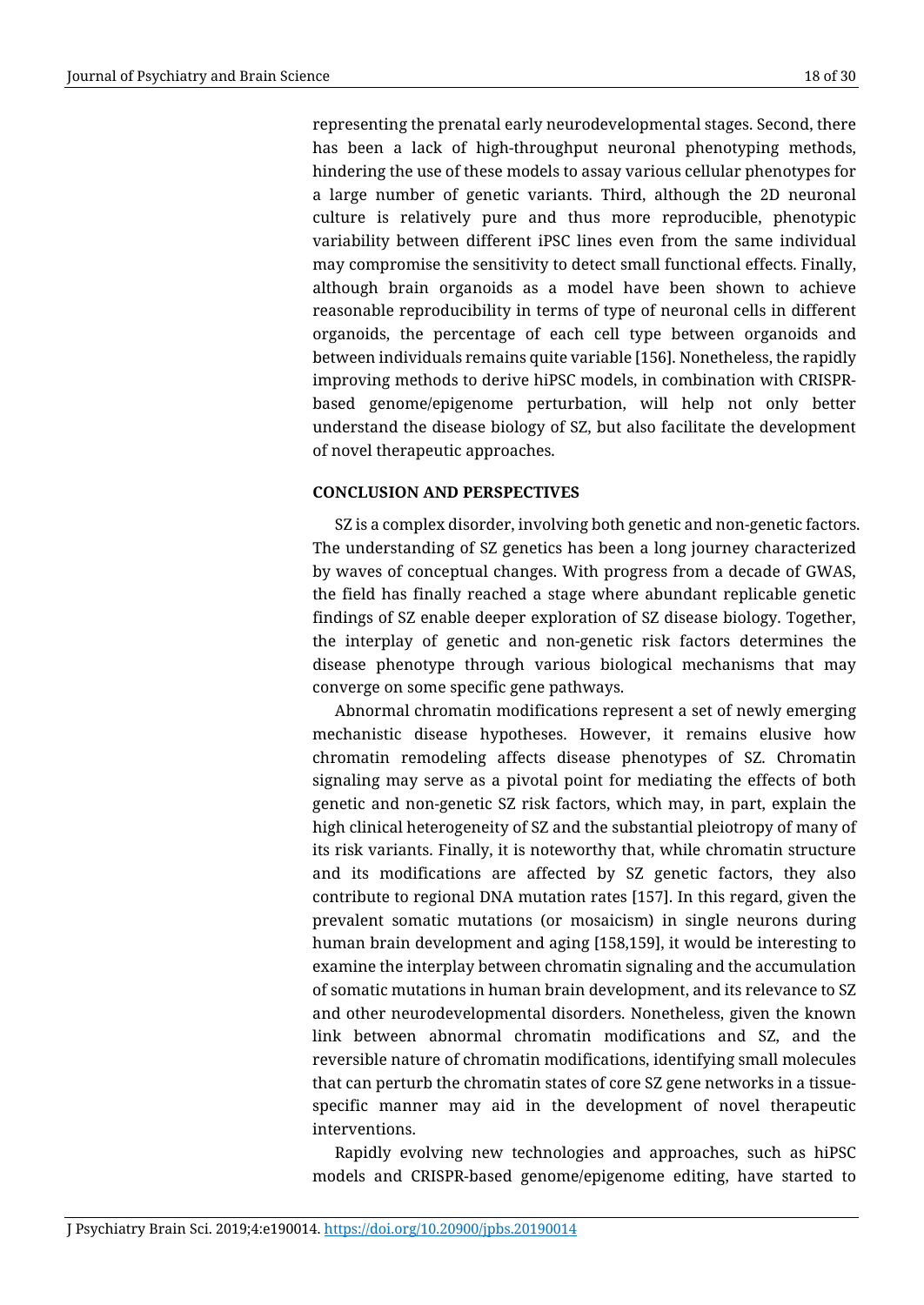representing the prenatal early neurodevelopmental stages. Second, there has been a lack of high-throughput neuronal phenotyping methods, hindering the use of these models to assay various cellular phenotypes for a large number of genetic variants. Third, although the 2D neuronal culture is relatively pure and thus more reproducible, phenotypic variability between different iPSC lines even from the same individual may compromise the sensitivity to detect small functional effects. Finally, although brain organoids as a model have been shown to achieve reasonable reproducibility in terms of type of neuronal cells in different organoids, the percentage of each cell type between organoids and between individuals remains quite variable [156]. Nonetheless, the rapidly improving methods to derive hiPSC models, in combination with CRISPR-based genome/epigenome perturbation, will help not only better understand the disease biology of SZ, but also facilitate the development of novel therapeutic approaches.

## CONCLUSION AND PERSPECTIVES

SZ is a complex disorder, involving both genetic and non-genetic factors. The understanding of SZ genetics has been a long journey characterized by waves of conceptual changes. With progress from a decade of GWAS, the field has finally reached a stage where abundant replicable genetic findings of SZ enable deeper exploration of SZ disease biology. Together, the interplay of genetic and non-genetic risk factors determines the disease phenotype through various biological mechanisms that may converge on some specific gene pathways.

Abnormal chromatin modifications represent a set of newly emerging mechanistic disease hypotheses. However, it remains elusive how chromatin remodeling affects disease phenotypes of SZ. Chromatin signaling may serve as a pivotal point for mediating the effects of both genetic and non-genetic SZ risk factors, which may, in part, explain the high clinical heterogeneity of SZ and the substantial pleiotropy of many of its risk variants. Finally, it is noteworthy that, while chromatin structure and its modifications are affected by SZ genetic factors, they also contribute to regional DNA mutation rates [157]. In this regard, given the prevalent somatic mutations (or mosaicism) in single neurons during human brain development and aging [158,159], it would be interesting to examine the interplay between chromatin signaling and the accumulation of somatic mutations in human brain development, and its relevance to SZ and other neurodevelopmental disorders. Nonetheless, given the known link between abnormal chromatin modifications and SZ, and the reversible nature of chromatin modifications, identifying small molecules that can perturb the chromatin states of core SZ gene networks in a tissue-specific manner may aid in the development of novel therapeutic interventions.

Rapidly evolving new technologies and approaches, such as hiPSC models and CRISPR-based genome/epigenome editing, have started to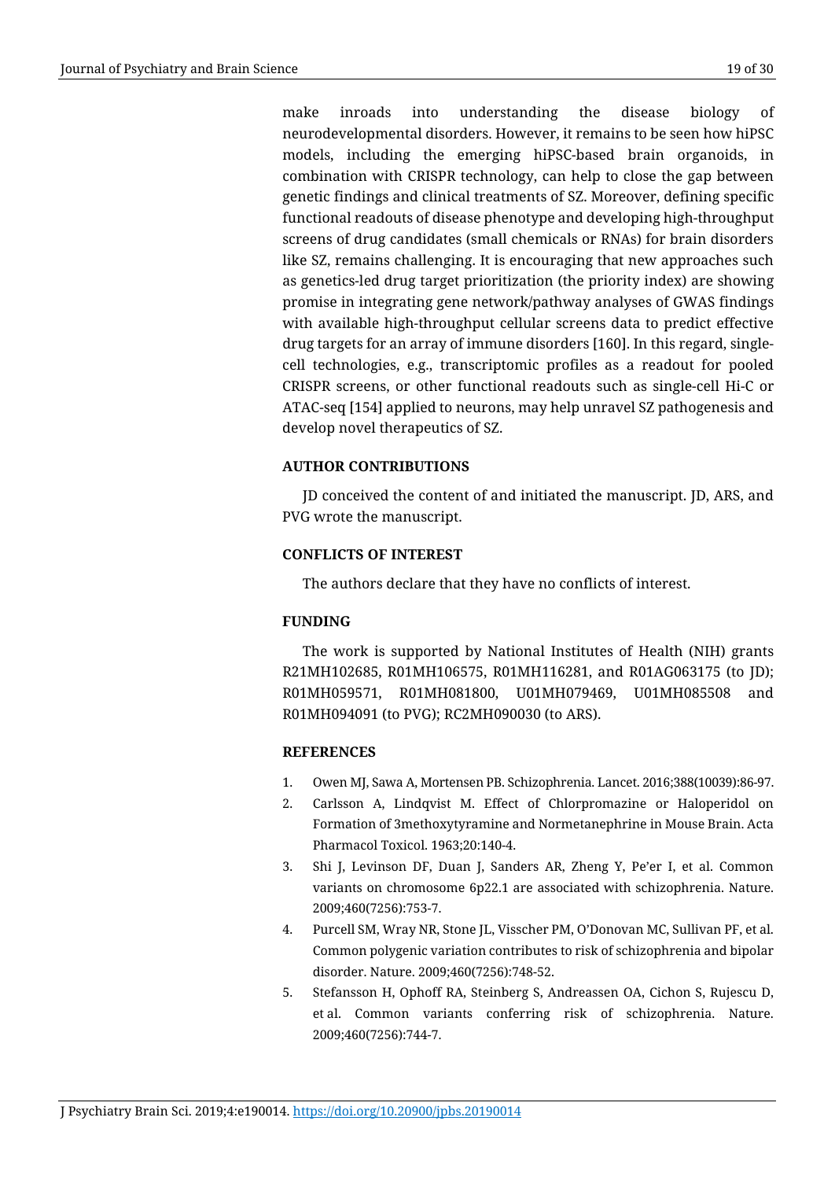make inroads into understanding the disease biology of neurodevelopmental disorders. However, it remains to be seen how hiPSC models, including the emerging hiPSC-based brain organoids, in combination with CRISPR technology, can help to close the gap between genetic findings and clinical treatments of SZ. Moreover, defining specific functional readouts of disease phenotype and developing high-throughput screens of drug candidates (small chemicals or RNAs) for brain disorders like SZ, remains challenging. It is encouraging that new approaches such as genetics-led drug target prioritization (the priority index) are showing promise in integrating gene network/pathway analyses of GWAS findings with available high-throughput cellular screens data to predict effective drug targets for an array of immune disorders [160]. In this regard, single-cell technologies, e.g., transcriptomic profiles as a readout for pooled CRISPR screens, or other functional readouts such as single-cell Hi-C or ATAC-seq [154] applied to neurons, may help unravel SZ pathogenesis and develop novel therapeutics of SZ.

## AUTHOR CONTRIBUTIONS

JD conceived the content of and initiated the manuscript. JD, ARS, and PVG wrote the manuscript.

## CONFLICTS OF INTEREST

The authors declare that they have no conflicts of interest.

## FUNDING

The work is supported by National Institutes of Health (NIH) grants R21MH102685, R01MH106575, R01MH116281, and R01AG063175 (to JD); R01MH059571, R01MH081800, U01MH079469, U01MH085508 and R01MH094091 (to PVG); RC2MH090030 (to ARS).

## REFERENCES

1. Owen MJ, Sawa A, Mortensen PB. Schizophrenia. Lancet. 2016;388(10039):86-97.
2. Carlsson A, Lindqvist M. Effect of Chlorpromazine or Haloperidol on Formation of 3methoxytyramine and Normetanephrine in Mouse Brain. Acta Pharmacol Toxicol. 1963;20:140-4.
3. Shi J, Levinson DF, Duan J, Sanders AR, Zheng Y, Pe'er I, et al. Common variants on chromosome 6p22.1 are associated with schizophrenia. Nature. 2009;460(7256):753-7.
4. Purcell SM, Wray NR, Stone JL, Visscher PM, O'Donovan MC, Sullivan PF, et al. Common polygenic variation contributes to risk of schizophrenia and bipolar disorder. Nature. 2009;460(7256):748-52.
5. Stefansson H, Ophoff RA, Steinberg S, Andreassen OA, Cichon S, Rujescu D, et al. Common variants conferring risk of schizophrenia. Nature. 2009;460(7256):744-7.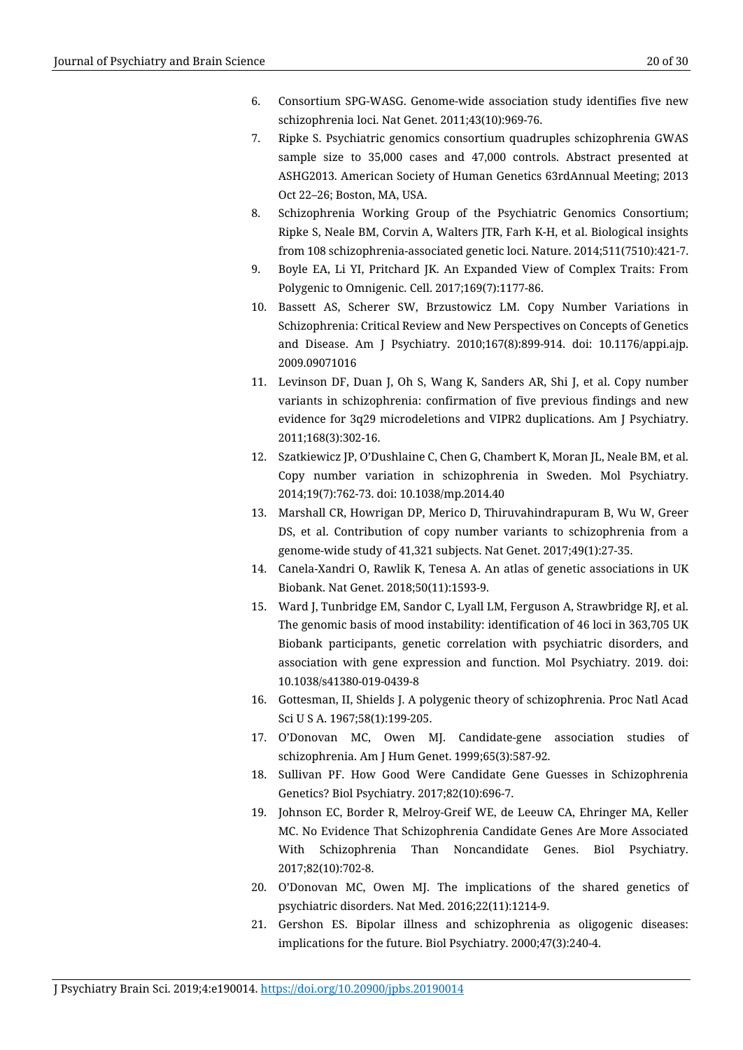6. Consortium SPG-WASG. Genome-wide association study identifies five new schizophrenia loci. Nat Genet. 2011;43(10):969-76.
7. Ripke S. Psychiatric genomics consortium quadruples schizophrenia GWAS sample size to 35,000 cases and 47,000 controls. Abstract presented at ASHG2013. American Society of Human Genetics 63rdAnnual Meeting; 2013 Oct 22–26; Boston, MA, USA.
8. Schizophrenia Working Group of the Psychiatric Genomics Consortium; Ripke S, Neale BM, Corvin A, Walters JTR, Farh K-H, et al. Biological insights from 108 schizophrenia-associated genetic loci. Nature. 2014;511(7510):421-7.
9. Boyle EA, Li YI, Pritchard JK. An Expanded View of Complex Traits: From Polygenic to Omnigenic. Cell. 2017;169(7):1177-86.
10. Bassett AS, Scherer SW, Brzustowicz LM. Copy Number Variations in Schizophrenia: Critical Review and New Perspectives on Concepts of Genetics and Disease. Am J Psychiatry. 2010;167(8):899-914. doi: 10.1176/appi.ajp.2009.09071016
11. Levinson DF, Duan J, Oh S, Wang K, Sanders AR, Shi J, et al. Copy number variants in schizophrenia: confirmation of five previous findings and new evidence for 3q29 microdeletions and VIPR2 duplications. Am J Psychiatry. 2011;168(3):302-16.
12. Szatkiewicz JP, O'Dushlaine C, Chen G, Chambert K, Moran JL, Neale BM, et al. Copy number variation in schizophrenia in Sweden. Mol Psychiatry. 2014;19(7):762-73. doi: 10.1038/mp.2014.40
13. Marshall CR, Howrigan DP, Merico D, Thiruvahindrapuram B, Wu W, Greer DS, et al. Contribution of copy number variants to schizophrenia from a genome-wide study of 41,321 subjects. Nat Genet. 2017;49(1):27-35.
14. Canela-Xandri O, Rawlik K, Tenesa A. An atlas of genetic associations in UK Biobank. Nat Genet. 2018;50(11):1593-9.
15. Ward J, Tunbridge EM, Sandor C, Lyall LM, Ferguson A, Strawbridge RJ, et al. The genomic basis of mood instability: identification of 46 loci in 363,705 UK Biobank participants, genetic correlation with psychiatric disorders, and association with gene expression and function. Mol Psychiatry. 2019. doi: 10.1038/s41380-019-0439-8
16. Gottesman, II, Shields J. A polygenic theory of schizophrenia. Proc Natl Acad Sci U S A. 1967;58(1):199-205.
17. O'Donovan MC, Owen MJ. Candidate-gene association studies of schizophrenia. Am J Hum Genet. 1999;65(3):587-92.
18. Sullivan PF. How Good Were Candidate Gene Guesses in Schizophrenia Genetics? Biol Psychiatry. 2017;82(10):696-7.
19. Johnson EC, Border R, Melroy-Greif WE, de Leeuw CA, Ehringer MA, Keller MC. No Evidence That Schizophrenia Candidate Genes Are More Associated With Schizophrenia Than Noncandidate Genes. Biol Psychiatry. 2017;82(10):702-8.
20. O'Donovan MC, Owen MJ. The implications of the shared genetics of psychiatric disorders. Nat Med. 2016;22(11):1214-9.
21. Gershon ES. Bipolar illness and schizophrenia as oligogenic diseases: implications for the future. Biol Psychiatry. 2000;47(3):240-4.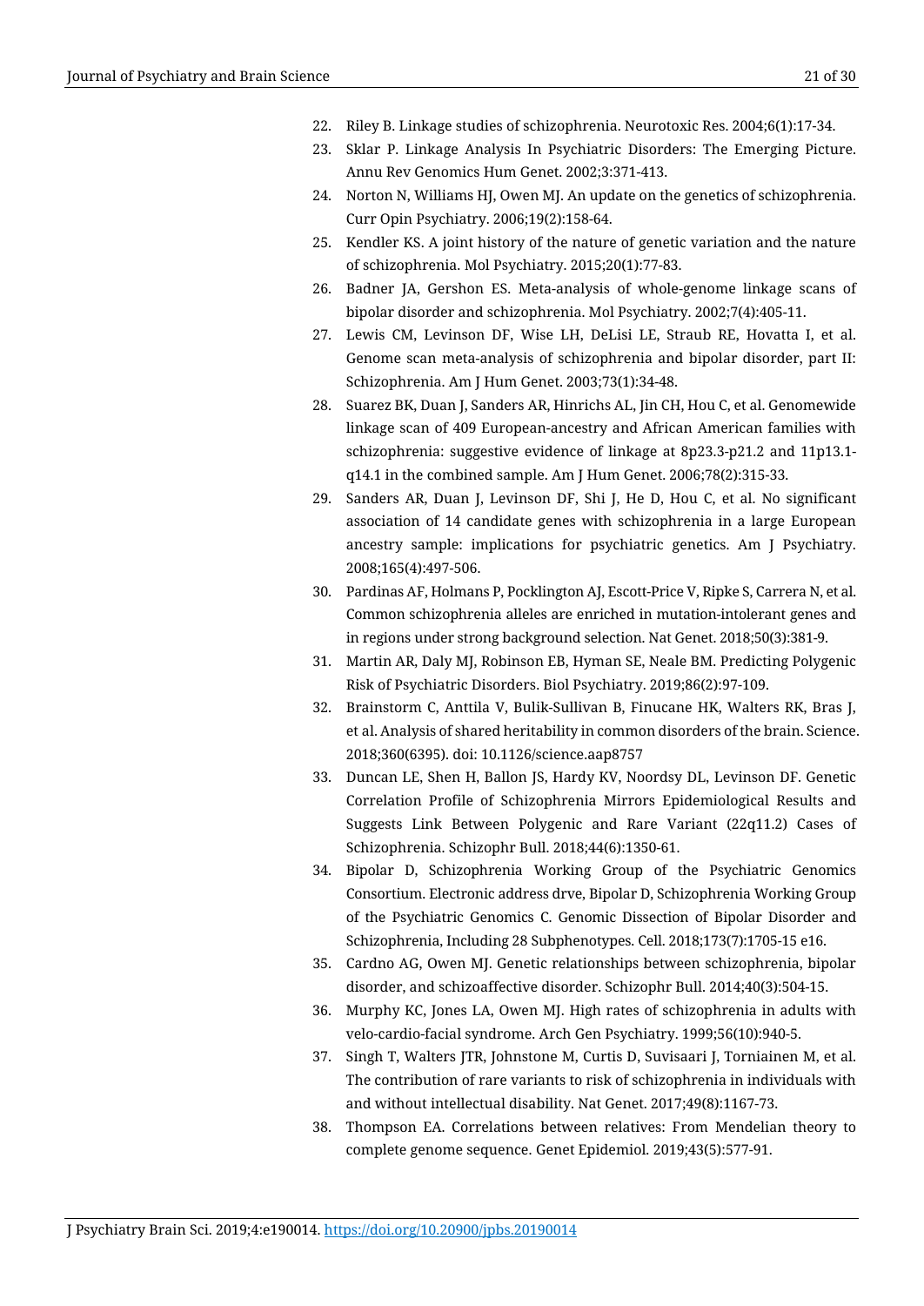22. Riley B. Linkage studies of schizophrenia. Neurotoxic Res. 2004;6(1):17-34.
23. Sklar P. Linkage Analysis In Psychiatric Disorders: The Emerging Picture. Annu Rev Genomics Hum Genet. 2002;3:371-413.
24. Norton N, Williams HJ, Owen MJ. An update on the genetics of schizophrenia. Curr Opin Psychiatry. 2006;19(2):158-64.
25. Kendler KS. A joint history of the nature of genetic variation and the nature of schizophrenia. Mol Psychiatry. 2015;20(1):77-83.
26. Badner JA, Gershon ES. Meta-analysis of whole-genome linkage scans of bipolar disorder and schizophrenia. Mol Psychiatry. 2002;7(4):405-11.
27. Lewis CM, Levinson DF, Wise LH, DeLisi LE, Straub RE, Hovatta I, et al. Genome scan meta-analysis of schizophrenia and bipolar disorder, part II: Schizophrenia. Am J Hum Genet. 2003;73(1):34-48.
28. Suarez BK, Duan J, Sanders AR, Hinrichs AL, Jin CH, Hou C, et al. Genomewide linkage scan of 409 European-ancestry and African American families with schizophrenia: suggestive evidence of linkage at 8p23.3-p21.2 and 11p13.1-q14.1 in the combined sample. Am J Hum Genet. 2006;78(2):315-33.
29. Sanders AR, Duan J, Levinson DF, Shi J, He D, Hou C, et al. No significant association of 14 candidate genes with schizophrenia in a large European ancestry sample: implications for psychiatric genetics. Am J Psychiatry. 2008;165(4):497-506.
30. Pardinas AF, Holmans P, Pocklington AJ, Escott-Price V, Ripke S, Carrera N, et al. Common schizophrenia alleles are enriched in mutation-intolerant genes and in regions under strong background selection. Nat Genet. 2018;50(3):381-9.
31. Martin AR, Daly MJ, Robinson EB, Hyman SE, Neale BM. Predicting Polygenic Risk of Psychiatric Disorders. Biol Psychiatry. 2019;86(2):97-109.
32. Brainstorm C, Anttila V, Bulik-Sullivan B, Finucane HK, Walters RK, Bras J, et al. Analysis of shared heritability in common disorders of the brain. Science. 2018;360(6395). doi: 10.1126/science.aap8757
33. Duncan LE, Shen H, Ballon JS, Hardy KV, Noordsy DL, Levinson DF. Genetic Correlation Profile of Schizophrenia Mirrors Epidemiological Results and Suggests Link Between Polygenic and Rare Variant (22q11.2) Cases of Schizophrenia. Schizophr Bull. 2018;44(6):1350-61.
34. Bipolar D, Schizophrenia Working Group of the Psychiatric Genomics Consortium. Electronic address drve, Bipolar D, Schizophrenia Working Group of the Psychiatric Genomics C. Genomic Dissection of Bipolar Disorder and Schizophrenia, Including 28 Subphenotypes. Cell. 2018;173(7):1705-15 e16.
35. Cardno AG, Owen MJ. Genetic relationships between schizophrenia, bipolar disorder, and schizoaffective disorder. Schizophr Bull. 2014;40(3):504-15.
36. Murphy KC, Jones LA, Owen MJ. High rates of schizophrenia in adults with velo-cardio-facial syndrome. Arch Gen Psychiatry. 1999;56(10):940-5.
37. Singh T, Walters JTR, Johnstone M, Curtis D, Suvisaari J, Torniainen M, et al. The contribution of rare variants to risk of schizophrenia in individuals with and without intellectual disability. Nat Genet. 2017;49(8):1167-73.
38. Thompson EA. Correlations between relatives: From Mendelian theory to complete genome sequence. Genet Epidemiol. 2019;43(5):577-91.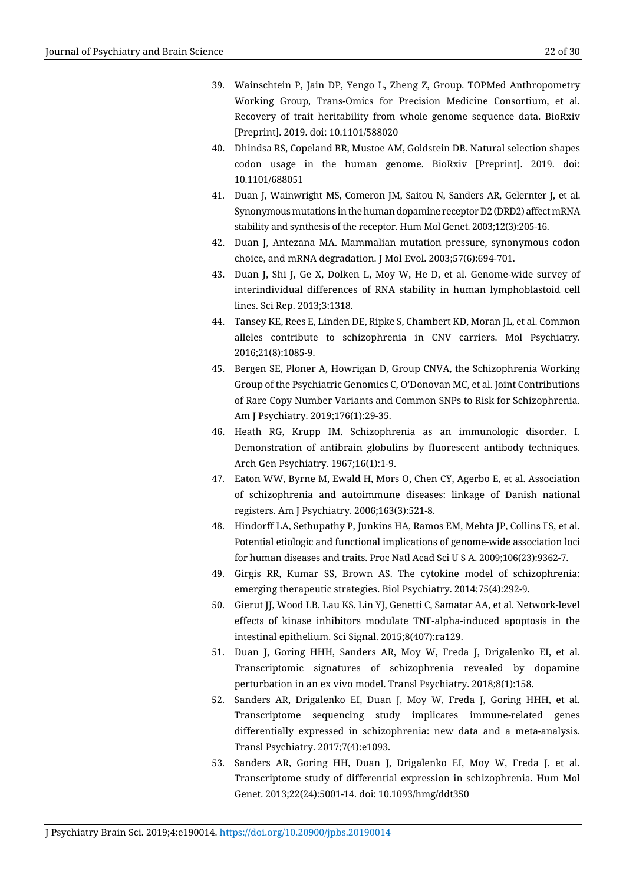39. Wainschtein P, Jain DP, Yengo L, Zheng Z, Group. TOPMed Anthropometry Working Group, Trans-Omics for Precision Medicine Consortium, et al. Recovery of trait heritability from whole genome sequence data. BioRxiv [Preprint]. 2019. doi: 10.1101/588020
40. Dhindsa RS, Copeland BR, Mustoe AM, Goldstein DB. Natural selection shapes codon usage in the human genome. BioRxiv [Preprint]. 2019. doi: 10.1101/688051
41. Duan J, Wainwright MS, Comeron JM, Saitou N, Sanders AR, Gelernter J, et al. Synonymous mutations in the human dopamine receptor D2 (DRD2) affect mRNA stability and synthesis of the receptor. Hum Mol Genet. 2003;12(3):205-16.
42. Duan J, Antezana MA. Mammalian mutation pressure, synonymous codon choice, and mRNA degradation. J Mol Evol. 2003;57(6):694-701.
43. Duan J, Shi J, Ge X, Dolken L, Moy W, He D, et al. Genome-wide survey of interindividual differences of RNA stability in human lymphoblastoid cell lines. Sci Rep. 2013;3:1318.
44. Tansey KE, Rees E, Linden DE, Ripke S, Chambert KD, Moran JL, et al. Common alleles contribute to schizophrenia in CNV carriers. Mol Psychiatry. 2016;21(8):1085-9.
45. Bergen SE, Ploner A, Howrigan D, Group CNVA, the Schizophrenia Working Group of the Psychiatric Genomics C, O'Donovan MC, et al. Joint Contributions of Rare Copy Number Variants and Common SNPs to Risk for Schizophrenia. Am J Psychiatry. 2019;176(1):29-35.
46. Heath RG, Krupp IM. Schizophrenia as an immunologic disorder. I. Demonstration of antibrain globulins by fluorescent antibody techniques. Arch Gen Psychiatry. 1967;16(1):1-9.
47. Eaton WW, Byrne M, Ewald H, Mors O, Chen CY, Agerbo E, et al. Association of schizophrenia and autoimmune diseases: linkage of Danish national registers. Am J Psychiatry. 2006;163(3):521-8.
48. Hindorff LA, Sethupathy P, Junkins HA, Ramos EM, Mehta JP, Collins FS, et al. Potential etiologic and functional implications of genome-wide association loci for human diseases and traits. Proc Natl Acad Sci U S A. 2009;106(23):9362-7.
49. Girgis RR, Kumar SS, Brown AS. The cytokine model of schizophrenia: emerging therapeutic strategies. Biol Psychiatry. 2014;75(4):292-9.
50. Gierut JJ, Wood LB, Lau KS, Lin YJ, Genetti C, Samatar AA, et al. Network-level effects of kinase inhibitors modulate TNF-alpha-induced apoptosis in the intestinal epithelium. Sci Signal. 2015;8(407):ra129.
51. Duan J, Goring HHH, Sanders AR, Moy W, Freda J, Drigalenko EI, et al. Transcriptomic signatures of schizophrenia revealed by dopamine perturbation in an ex vivo model. Transl Psychiatry. 2018;8(1):158.
52. Sanders AR, Drigalenko EI, Duan J, Moy W, Freda J, Goring HHH, et al. Transcriptome sequencing study implicates immune-related genes differentially expressed in schizophrenia: new data and a meta-analysis. Transl Psychiatry. 2017;7(4):e1093.
53. Sanders AR, Goring HH, Duan J, Drigalenko EI, Moy W, Freda J, et al. Transcriptome study of differential expression in schizophrenia. Hum Mol Genet. 2013;22(24):5001-14. doi: 10.1093/hmg/ddt350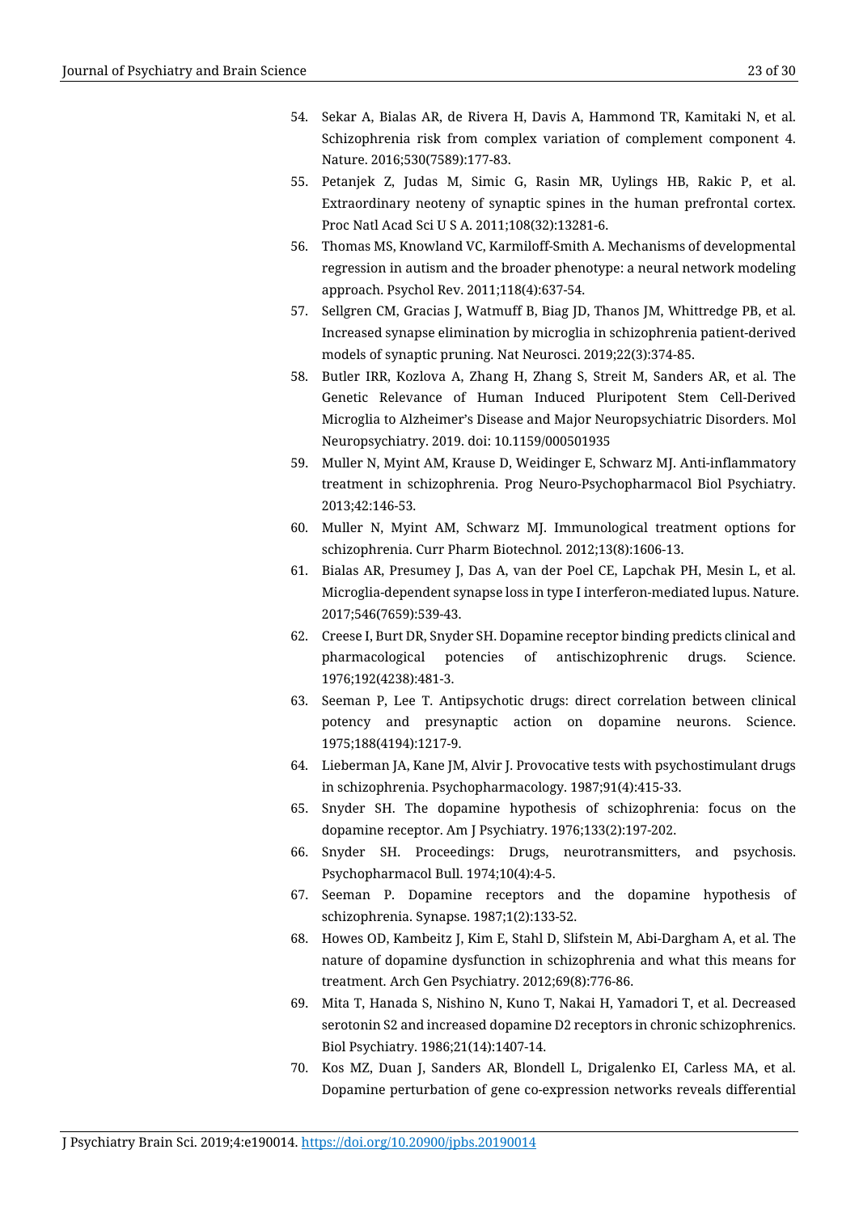54. Sekar A, Bialas AR, de Rivera H, Davis A, Hammond TR, Kamitaki N, et al. Schizophrenia risk from complex variation of complement component 4. Nature. 2016;530(7589):177-83.
55. Petanjek Z, Judas M, Simic G, Rasin MR, Uylings HB, Rakic P, et al. Extraordinary neoteny of synaptic spines in the human prefrontal cortex. Proc Natl Acad Sci U S A. 2011;108(32):13281-6.
56. Thomas MS, Knowland VC, Karmiloff-Smith A. Mechanisms of developmental regression in autism and the broader phenotype: a neural network modeling approach. Psychol Rev. 2011;118(4):637-54.
57. Sellgren CM, Gracias J, Watmuff B, Biag JD, Thanos JM, Whittredge PB, et al. Increased synapse elimination by microglia in schizophrenia patient-derived models of synaptic pruning. Nat Neurosci. 2019;22(3):374-85.
58. Butler IRR, Kozlova A, Zhang H, Zhang S, Streit M, Sanders AR, et al. The Genetic Relevance of Human Induced Pluripotent Stem Cell-Derived Microglia to Alzheimer's Disease and Major Neuropsychiatric Disorders. Mol Neuropsychiatry. 2019. doi: 10.1159/000501935
59. Muller N, Myint AM, Krause D, Weidinger E, Schwarz MJ. Anti-inflammatory treatment in schizophrenia. Prog Neuro-Psychopharmacol Biol Psychiatry. 2013;42:146-53.
60. Muller N, Myint AM, Schwarz MJ. Immunological treatment options for schizophrenia. Curr Pharm Biotechnol. 2012;13(8):1606-13.
61. Bialas AR, Presumey J, Das A, van der Poel CE, Lapchak PH, Mesin L, et al. Microglia-dependent synapse loss in type I interferon-mediated lupus. Nature. 2017;546(7659):539-43.
62. Creese I, Burt DR, Snyder SH. Dopamine receptor binding predicts clinical and pharmacological potencies of antischizophrenic drugs. Science. 1976;192(4238):481-3.
63. Seeman P, Lee T. Antipsychotic drugs: direct correlation between clinical potency and presynaptic action on dopamine neurons. Science. 1975;188(4194):1217-9.
64. Lieberman JA, Kane JM, Alvir J. Provocative tests with psychostimulant drugs in schizophrenia. Psychopharmacology. 1987;91(4):415-33.
65. Snyder SH. The dopamine hypothesis of schizophrenia: focus on the dopamine receptor. Am J Psychiatry. 1976;133(2):197-202.
66. Snyder SH. Proceedings: Drugs, neurotransmitters, and psychosis. Psychopharmacol Bull. 1974;10(4):4-5.
67. Seeman P. Dopamine receptors and the dopamine hypothesis of schizophrenia. Synapse. 1987;1(2):133-52.
68. Howes OD, Kambeitz J, Kim E, Stahl D, Slifstein M, Abi-Dargham A, et al. The nature of dopamine dysfunction in schizophrenia and what this means for treatment. Arch Gen Psychiatry. 2012;69(8):776-86.
69. Mita T, Hanada S, Nishino N, Kuno T, Nakai H, Yamadori T, et al. Decreased serotonin S2 and increased dopamine D2 receptors in chronic schizophrenics. Biol Psychiatry. 1986;21(14):1407-14.
70. Kos MZ, Duan J, Sanders AR, Blondell L, Drigalenko EI, Carless MA, et al. Dopamine perturbation of gene co-expression networks reveals differential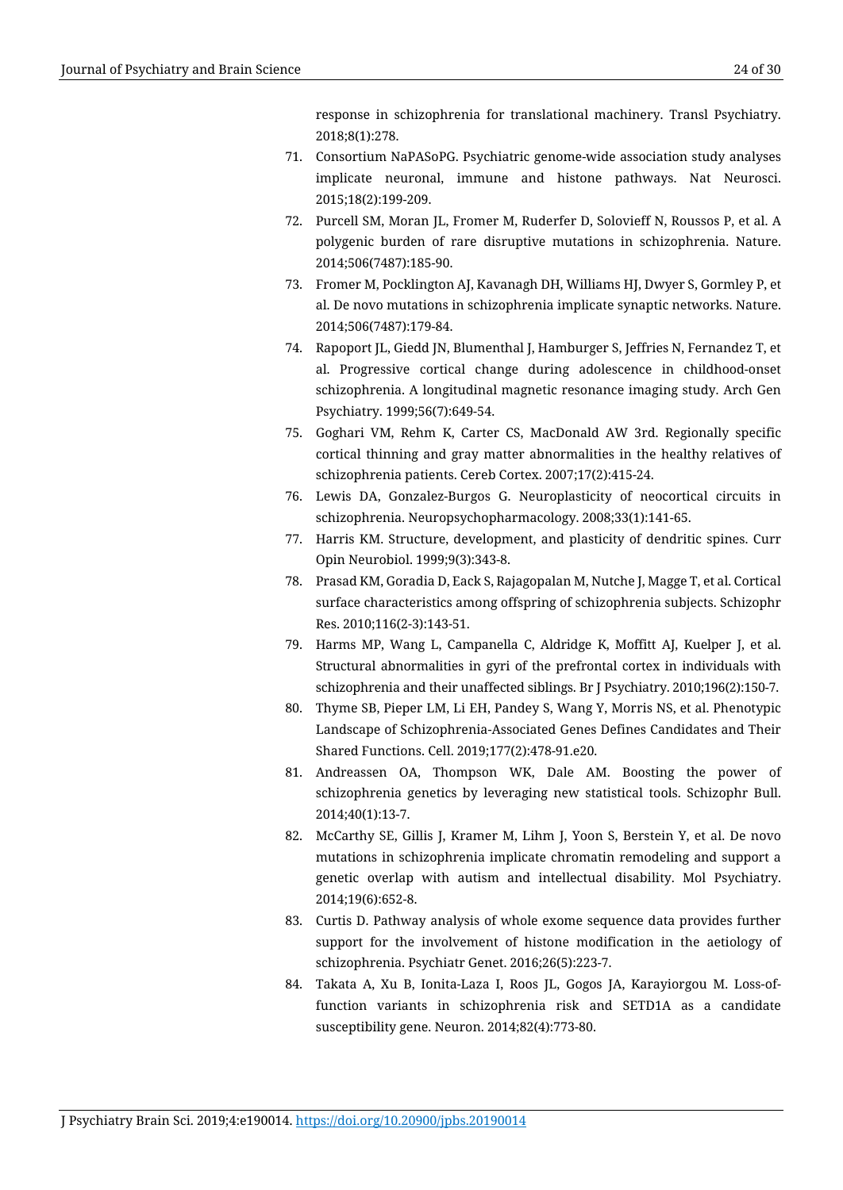response in schizophrenia for translational machinery. Transl Psychiatry. 2018;8(1):278.

71. Consortium NaPASoPG. Psychiatric genome-wide association study analyses implicate neuronal, immune and histone pathways. Nat Neurosci. 2015;18(2):199-209.
72. Purcell SM, Moran JL, Fromer M, Ruderfer D, Solovieff N, Roussos P, et al. A polygenic burden of rare disruptive mutations in schizophrenia. Nature. 2014;506(7487):185-90.
73. Fromer M, Pocklington AJ, Kavanagh DH, Williams HJ, Dwyer S, Gormley P, et al. De novo mutations in schizophrenia implicate synaptic networks. Nature. 2014;506(7487):179-84.
74. Rapoport JL, Giedd JN, Blumenthal J, Hamburger S, Jeffries N, Fernandez T, et al. Progressive cortical change during adolescence in childhood-onset schizophrenia. A longitudinal magnetic resonance imaging study. Arch Gen Psychiatry. 1999;56(7):649-54.
75. Goghari VM, Rehm K, Carter CS, MacDonald AW 3rd. Regionally specific cortical thinning and gray matter abnormalities in the healthy relatives of schizophrenia patients. Cereb Cortex. 2007;17(2):415-24.
76. Lewis DA, Gonzalez-Burgos G. Neuroplasticity of neocortical circuits in schizophrenia. Neuropsychopharmacology. 2008;33(1):141-65.
77. Harris KM. Structure, development, and plasticity of dendritic spines. Curr Opin Neurobiol. 1999;9(3):343-8.
78. Prasad KM, Goradia D, Eack S, Rajagopalan M, Nutche J, Magge T, et al. Cortical surface characteristics among offspring of schizophrenia subjects. Schizophr Res. 2010;116(2-3):143-51.
79. Harms MP, Wang L, Campanella C, Aldridge K, Moffitt AJ, Kuelper J, et al. Structural abnormalities in gyri of the prefrontal cortex in individuals with schizophrenia and their unaffected siblings. Br J Psychiatry. 2010;196(2):150-7.
80. Thyme SB, Pieper LM, Li EH, Pandey S, Wang Y, Morris NS, et al. Phenotypic Landscape of Schizophrenia-Associated Genes Defines Candidates and Their Shared Functions. Cell. 2019;177(2):478-91.e20.
81. Andreassen OA, Thompson WK, Dale AM. Boosting the power of schizophrenia genetics by leveraging new statistical tools. Schizophr Bull. 2014;40(1):13-7.
82. McCarthy SE, Gillis J, Kramer M, Lihm J, Yoon S, Berstein Y, et al. De novo mutations in schizophrenia implicate chromatin remodeling and support a genetic overlap with autism and intellectual disability. Mol Psychiatry. 2014;19(6):652-8.
83. Curtis D. Pathway analysis of whole exome sequence data provides further support for the involvement of histone modification in the aetiology of schizophrenia. Psychiatr Genet. 2016;26(5):223-7.
84. Takata A, Xu B, Ionita-Laza I, Roos JL, Gogos JA, Karayiorgou M. Loss-of-function variants in schizophrenia risk and SETD1A as a candidate susceptibility gene. Neuron. 2014;82(4):773-80.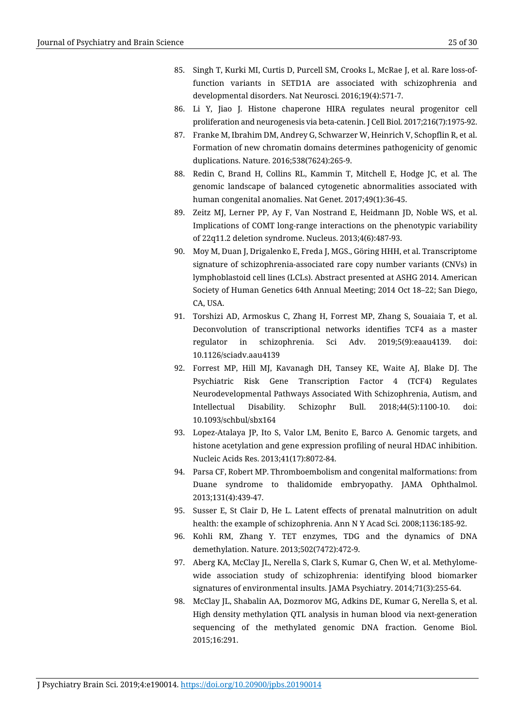85. Singh T, Kurki MI, Curtis D, Purcell SM, Crooks L, McRae J, et al. Rare loss-of-function variants in SETD1A are associated with schizophrenia and developmental disorders. Nat Neurosci. 2016;19(4):571-7.
86. Li Y, Jiao J. Histone chaperone HIRA regulates neural progenitor cell proliferation and neurogenesis via beta-catenin. J Cell Biol. 2017;216(7):1975-92.
87. Franke M, Ibrahim DM, Andrey G, Schwarzer W, Heinrich V, Schopflin R, et al. Formation of new chromatin domains determines pathogenicity of genomic duplications. Nature. 2016;538(7624):265-9.
88. Redin C, Brand H, Collins RL, Kammin T, Mitchell E, Hodge JC, et al. The genomic landscape of balanced cytogenetic abnormalities associated with human congenital anomalies. Nat Genet. 2017;49(1):36-45.
89. Zeitz MJ, Lerner PP, Ay F, Van Nostrand E, Heidmann JD, Noble WS, et al. Implications of COMT long-range interactions on the phenotypic variability of 22q11.2 deletion syndrome. Nucleus. 2013;4(6):487-93.
90. Moy M, Duan J, Drigalenko E, Freda J, MGS., Göring HHH, et al. Transcriptome signature of schizophrenia-associated rare copy number variants (CNVs) in lymphoblastoid cell lines (LCLs). Abstract presented at ASHG 2014. American Society of Human Genetics 64th Annual Meeting; 2014 Oct 18–22; San Diego, CA, USA.
91. Torshizi AD, Armoskus C, Zhang H, Forrest MP, Zhang S, Souaiaia T, et al. Deconvolution of transcriptional networks identifies TCF4 as a master regulator in schizophrenia. Sci Adv. 2019;5(9):eaau4139. doi: 10.1126/sciadv.aau4139
92. Forrest MP, Hill MJ, Kavanagh DH, Tansey KE, Waite AJ, Blake DJ. The Psychiatric Risk Gene Transcription Factor 4 (TCF4) Regulates Neurodevelopmental Pathways Associated With Schizophrenia, Autism, and Intellectual Disability. Schizophr Bull. 2018;44(5):1100-10. doi: 10.1093/schbul/sbx164
93. Lopez-Atalaya JP, Ito S, Valor LM, Benito E, Barco A. Genomic targets, and histone acetylation and gene expression profiling of neural HDAC inhibition. Nucleic Acids Res. 2013;41(17):8072-84.
94. Parsa CF, Robert MP. Thromboembolism and congenital malformations: from Duane syndrome to thalidomide embryopathy. JAMA Ophthalmol. 2013;131(4):439-47.
95. Susser E, St Clair D, He L. Latent effects of prenatal malnutrition on adult health: the example of schizophrenia. Ann N Y Acad Sci. 2008;1136:185-92.
96. Kohli RM, Zhang Y. TET enzymes, TDG and the dynamics of DNA demethylation. Nature. 2013;502(7472):472-9.
97. Aberg KA, McClay JL, Nerella S, Clark S, Kumar G, Chen W, et al. Methylome-wide association study of schizophrenia: identifying blood biomarker signatures of environmental insults. JAMA Psychiatry. 2014;71(3):255-64.
98. McClay JL, Shabalin AA, Dozmorov MG, Adkins DE, Kumar G, Nerella S, et al. High density methylation QTL analysis in human blood via next-generation sequencing of the methylated genomic DNA fraction. Genome Biol. 2015;16:291.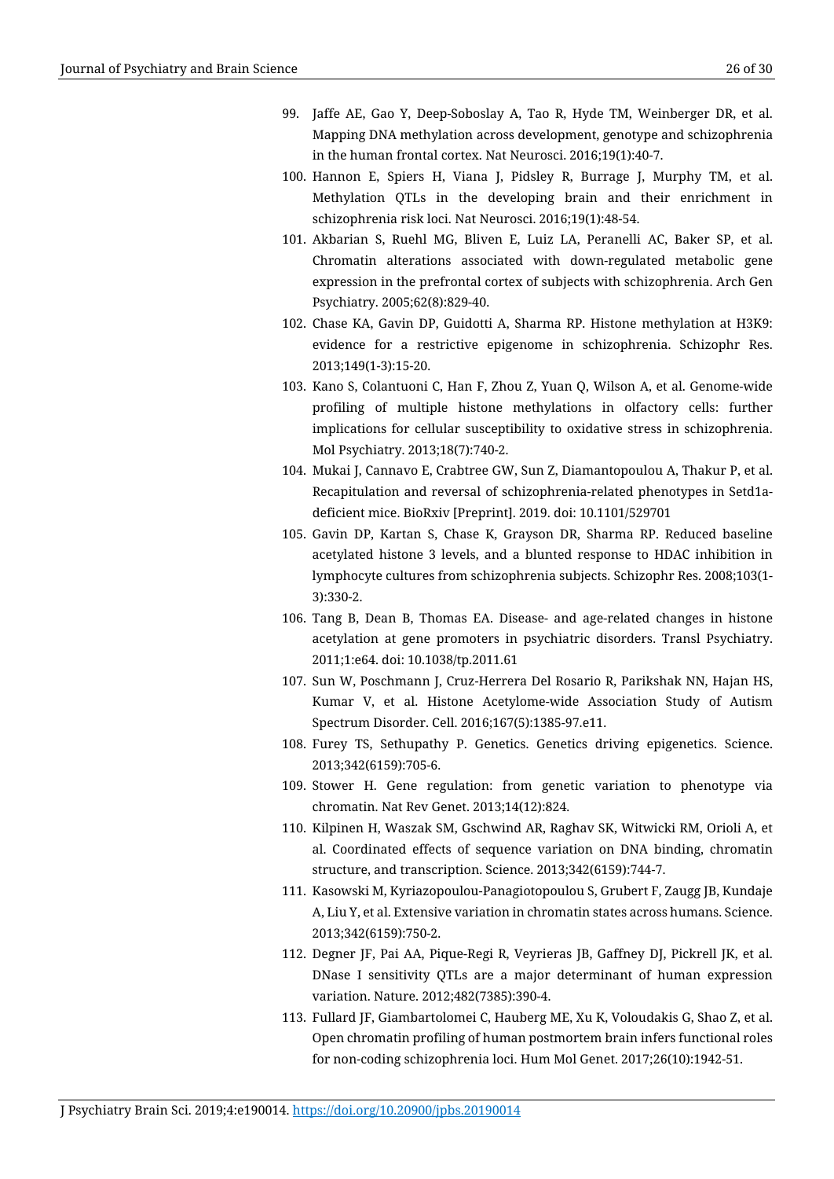99. Jaffe AE, Gao Y, Deep-Soboslay A, Tao R, Hyde TM, Weinberger DR, et al. Mapping DNA methylation across development, genotype and schizophrenia in the human frontal cortex. Nat Neurosci. 2016;19(1):40-7.
100. Hannon E, Spiers H, Viana J, Pidsley R, Burrage J, Murphy TM, et al. Methylation QTLs in the developing brain and their enrichment in schizophrenia risk loci. Nat Neurosci. 2016;19(1):48-54.
101. Akbarian S, Ruehl MG, Bliven E, Luiz LA, Peranelli AC, Baker SP, et al. Chromatin alterations associated with down-regulated metabolic gene expression in the prefrontal cortex of subjects with schizophrenia. Arch Gen Psychiatry. 2005;62(8):829-40.
102. Chase KA, Gavin DP, Guidotti A, Sharma RP. Histone methylation at H3K9: evidence for a restrictive epigenome in schizophrenia. Schizophr Res. 2013;149(1-3):15-20.
103. Kano S, Colantuoni C, Han F, Zhou Z, Yuan Q, Wilson A, et al. Genome-wide profiling of multiple histone methylations in olfactory cells: further implications for cellular susceptibility to oxidative stress in schizophrenia. Mol Psychiatry. 2013;18(7):740-2.
104. Mukai J, Cannavo E, Crabtree GW, Sun Z, Diamantopoulou A, Thakur P, et al. Recapitulation and reversal of schizophrenia-related phenotypes in Setd1a-deficient mice. BioRxiv [Preprint]. 2019. doi: 10.1101/529701
105. Gavin DP, Kartan S, Chase K, Grayson DR, Sharma RP. Reduced baseline acetylated histone 3 levels, and a blunted response to HDAC inhibition in lymphocyte cultures from schizophrenia subjects. Schizophr Res. 2008;103(1-3):330-2.
106. Tang B, Dean B, Thomas EA. Disease- and age-related changes in histone acetylation at gene promoters in psychiatric disorders. Transl Psychiatry. 2011;1:e64. doi: 10.1038/tp.2011.61
107. Sun W, Poschmann J, Cruz-Herrera Del Rosario R, Parikshak NN, Hajan HS, Kumar V, et al. Histone Acetylome-wide Association Study of Autism Spectrum Disorder. Cell. 2016;167(5):1385-97.e11.
108. Furey TS, Sethupathy P. Genetics. Genetics driving epigenetics. Science. 2013;342(6159):705-6.
109. Stower H. Gene regulation: from genetic variation to phenotype via chromatin. Nat Rev Genet. 2013;14(12):824.
110. Kilpinen H, Waszak SM, Gschwind AR, Raghav SK, Witwicki RM, Orioli A, et al. Coordinated effects of sequence variation on DNA binding, chromatin structure, and transcription. Science. 2013;342(6159):744-7.
111. Kasowski M, Kyriazopoulou-Panagiotopoulou S, Grubert F, Zaugg JB, Kundaje A, Liu Y, et al. Extensive variation in chromatin states across humans. Science. 2013;342(6159):750-2.
112. Degner JF, Pai AA, Pique-Regi R, Veyrieras JB, Gaffney DJ, Pickrell JK, et al. DNase I sensitivity QTLs are a major determinant of human expression variation. Nature. 2012;482(7385):390-4.
113. Fullard JF, Giambartolomei C, Hauberg ME, Xu K, Voloudakis G, Shao Z, et al. Open chromatin profiling of human postmortem brain infers functional roles for non-coding schizophrenia loci. Hum Mol Genet. 2017;26(10):1942-51.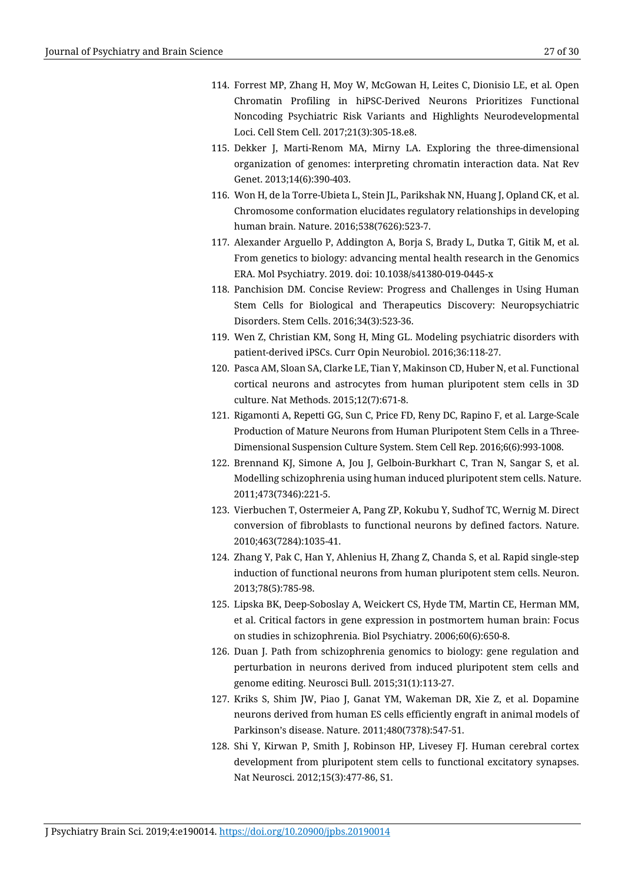114. Forrest MP, Zhang H, Moy W, McGowan H, Leites C, Dionisio LE, et al. Open Chromatin Profiling in hiPSC-Derived Neurons Prioritizes Functional Noncoding Psychiatric Risk Variants and Highlights Neurodevelopmental Loci. Cell Stem Cell. 2017;21(3):305-18.e8.
115. Dekker J, Marti-Renom MA, Mirny LA. Exploring the three-dimensional organization of genomes: interpreting chromatin interaction data. Nat Rev Genet. 2013;14(6):390-403.
116. Won H, de la Torre-Ubieta L, Stein JL, Parikshak NN, Huang J, Opland CK, et al. Chromosome conformation elucidates regulatory relationships in developing human brain. Nature. 2016;538(7626):523-7.
117. Alexander Arguello P, Addington A, Borja S, Brady L, Dutka T, Gitik M, et al. From genetics to biology: advancing mental health research in the Genomics ERA. Mol Psychiatry. 2019. doi: 10.1038/s41380-019-0445-x
118. Panchision DM. Concise Review: Progress and Challenges in Using Human Stem Cells for Biological and Therapeutics Discovery: Neuropsychiatric Disorders. Stem Cells. 2016;34(3):523-36.
119. Wen Z, Christian KM, Song H, Ming GL. Modeling psychiatric disorders with patient-derived iPSCs. Curr Opin Neurobiol. 2016;36:118-27.
120. Pasca AM, Sloan SA, Clarke LE, Tian Y, Makinson CD, Huber N, et al. Functional cortical neurons and astrocytes from human pluripotent stem cells in 3D culture. Nat Methods. 2015;12(7):671-8.
121. Rigamonti A, Repetti GG, Sun C, Price FD, Reny DC, Rapino F, et al. Large-Scale Production of Mature Neurons from Human Pluripotent Stem Cells in a Three-Dimensional Suspension Culture System. Stem Cell Rep. 2016;6(6):993-1008.
122. Brennand KJ, Simone A, Jou J, Gelboin-Burkhart C, Tran N, Sangar S, et al. Modelling schizophrenia using human induced pluripotent stem cells. Nature. 2011;473(7346):221-5.
123. Vierbuchen T, Ostermeier A, Pang ZP, Kokubu Y, Sudhof TC, Wernig M. Direct conversion of fibroblasts to functional neurons by defined factors. Nature. 2010;463(7284):1035-41.
124. Zhang Y, Pak C, Han Y, Ahlenius H, Zhang Z, Chanda S, et al. Rapid single-step induction of functional neurons from human pluripotent stem cells. Neuron. 2013;78(5):785-98.
125. Lipska BK, Deep-Soboslay A, Weickert CS, Hyde TM, Martin CE, Herman MM, et al. Critical factors in gene expression in postmortem human brain: Focus on studies in schizophrenia. Biol Psychiatry. 2006;60(6):650-8.
126. Duan J. Path from schizophrenia genomics to biology: gene regulation and perturbation in neurons derived from induced pluripotent stem cells and genome editing. Neurosci Bull. 2015;31(1):113-27.
127. Kriks S, Shim JW, Piao J, Ganat YM, Wakeman DR, Xie Z, et al. Dopamine neurons derived from human ES cells efficiently engraft in animal models of Parkinson's disease. Nature. 2011;480(7378):547-51.
128. Shi Y, Kirwan P, Smith J, Robinson HP, Livesey FJ. Human cerebral cortex development from pluripotent stem cells to functional excitatory synapses. Nat Neurosci. 2012;15(3):477-86, S1.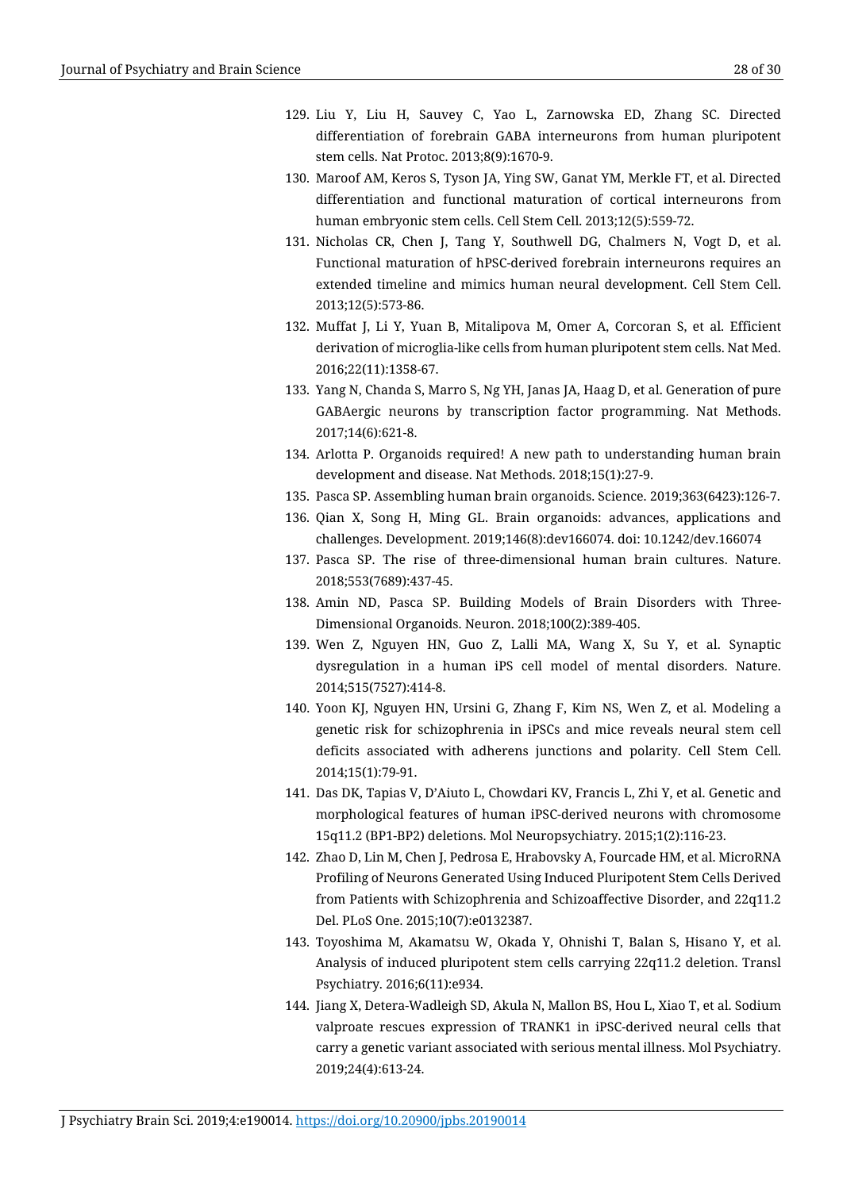129. Liu Y, Liu H, Sauvey C, Yao L, Zarnowska ED, Zhang SC. Directed differentiation of forebrain GABA interneurons from human pluripotent stem cells. Nat Protoc. 2013;8(9):1670-9.
130. Maroof AM, Keros S, Tyson JA, Ying SW, Ganat YM, Merkle FT, et al. Directed differentiation and functional maturation of cortical interneurons from human embryonic stem cells. Cell Stem Cell. 2013;12(5):559-72.
131. Nicholas CR, Chen J, Tang Y, Southwell DG, Chalmers N, Vogt D, et al. Functional maturation of hPSC-derived forebrain interneurons requires an extended timeline and mimics human neural development. Cell Stem Cell. 2013;12(5):573-86.
132. Muffat J, Li Y, Yuan B, Mitalipova M, Omer A, Corcoran S, et al. Efficient derivation of microglia-like cells from human pluripotent stem cells. Nat Med. 2016;22(11):1358-67.
133. Yang N, Chanda S, Marro S, Ng YH, Janas JA, Haag D, et al. Generation of pure GABAergic neurons by transcription factor programming. Nat Methods. 2017;14(6):621-8.
134. Arlotta P. Organoids required! A new path to understanding human brain development and disease. Nat Methods. 2018;15(1):27-9.
135. Pasca SP. Assembling human brain organoids. Science. 2019;363(6423):126-7.
136. Qian X, Song H, Ming GL. Brain organoids: advances, applications and challenges. Development. 2019;146(8):dev166074. doi: 10.1242/dev.166074
137. Pasca SP. The rise of three-dimensional human brain cultures. Nature. 2018;553(7689):437-45.
138. Amin ND, Pasca SP. Building Models of Brain Disorders with Three-Dimensional Organoids. Neuron. 2018;100(2):389-405.
139. Wen Z, Nguyen HN, Guo Z, Lalli MA, Wang X, Su Y, et al. Synaptic dysregulation in a human iPS cell model of mental disorders. Nature. 2014;515(7527):414-8.
140. Yoon KJ, Nguyen HN, Ursini G, Zhang F, Kim NS, Wen Z, et al. Modeling a genetic risk for schizophrenia in iPSCs and mice reveals neural stem cell deficits associated with adherens junctions and polarity. Cell Stem Cell. 2014;15(1):79-91.
141. Das DK, Tapias V, D'Aiuto L, Chowdari KV, Francis L, Zhi Y, et al. Genetic and morphological features of human iPSC-derived neurons with chromosome 15q11.2 (BP1-BP2) deletions. Mol Neuropsychiatry. 2015;1(2):116-23.
142. Zhao D, Lin M, Chen J, Pedrosa E, Hrabovsky A, Fourcade HM, et al. MicroRNA Profiling of Neurons Generated Using Induced Pluripotent Stem Cells Derived from Patients with Schizophrenia and Schizoaffective Disorder, and 22q11.2 Del. PLoS One. 2015;10(7):e0132387.
143. Toyoshima M, Akamatsu W, Okada Y, Ohnishi T, Balan S, Hisano Y, et al. Analysis of induced pluripotent stem cells carrying 22q11.2 deletion. Transl Psychiatry. 2016;6(11):e934.
144. Jiang X, Detera-Wadleigh SD, Akula N, Mallon BS, Hou L, Xiao T, et al. Sodium valproate rescues expression of TRANK1 in iPSC-derived neural cells that carry a genetic variant associated with serious mental illness. Mol Psychiatry. 2019;24(4):613-24.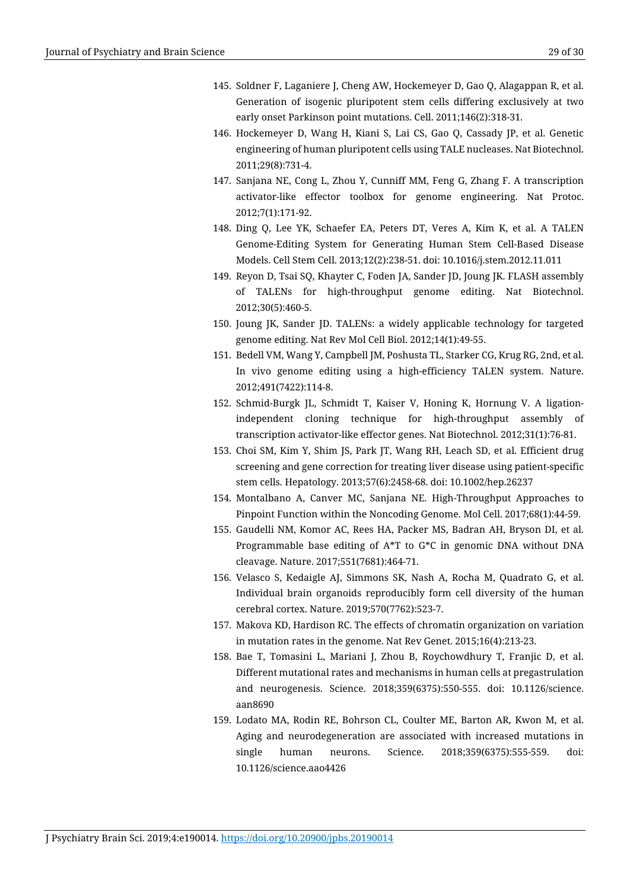145. Soldner F, Laganiere J, Cheng AW, Hockemeyer D, Gao Q, Alagappan R, et al. Generation of isogenic pluripotent stem cells differing exclusively at two early onset Parkinson point mutations. Cell. 2011;146(2):318-31.
146. Hockemeyer D, Wang H, Kiani S, Lai CS, Gao Q, Cassady JP, et al. Genetic engineering of human pluripotent cells using TALE nucleases. Nat Biotechnol. 2011;29(8):731-4.
147. Sanjana NE, Cong L, Zhou Y, Cunniff MM, Feng G, Zhang F. A transcription activator-like effector toolbox for genome engineering. Nat Protoc. 2012;7(1):171-92.
148. Ding Q, Lee YK, Schaefer EA, Peters DT, Veres A, Kim K, et al. A TALEN Genome-Editing System for Generating Human Stem Cell-Based Disease Models. Cell Stem Cell. 2013;12(2):238-51. doi: 10.1016/j.stem.2012.11.011
149. Reyon D, Tsai SQ, Khayter C, Foden JA, Sander JD, Joung JK. FLASH assembly of TALENs for high-throughput genome editing. Nat Biotechnol. 2012;30(5):460-5.
150. Joung JK, Sander JD. TALENs: a widely applicable technology for targeted genome editing. Nat Rev Mol Cell Biol. 2012;14(1):49-55.
151. Bedell VM, Wang Y, Campbell JM, Poshusta TL, Starker CG, Krug RG, 2nd, et al. In vivo genome editing using a high-efficiency TALEN system. Nature. 2012;491(7422):114-8.
152. Schmid-Burgk JL, Schmidt T, Kaiser V, Honing K, Hornung V. A ligation-independent cloning technique for high-throughput assembly of transcription activator-like effector genes. Nat Biotechnol. 2012;31(1):76-81.
153. Choi SM, Kim Y, Shim JS, Park JT, Wang RH, Leach SD, et al. Efficient drug screening and gene correction for treating liver disease using patient-specific stem cells. Hepatology. 2013;57(6):2458-68. doi: 10.1002/hep.26237
154. Montalbano A, Canver MC, Sanjana NE. High-Throughput Approaches to Pinpoint Function within the Noncoding Genome. Mol Cell. 2017;68(1):44-59.
155. Gaudelli NM, Komor AC, Rees HA, Packer MS, Badran AH, Bryson DI, et al. Programmable base editing of A*T to G*C in genomic DNA without DNA cleavage. Nature. 2017;551(7681):464-71.
156. Velasco S, Kedaigle AJ, Simmons SK, Nash A, Rocha M, Quadrato G, et al. Individual brain organoids reproducibly form cell diversity of the human cerebral cortex. Nature. 2019;570(7762):523-7.
157. Makova KD, Hardison RC. The effects of chromatin organization on variation in mutation rates in the genome. Nat Rev Genet. 2015;16(4):213-23.
158. Bae T, Tomasini L, Mariani J, Zhou B, Roychowdhury T, Franjic D, et al. Different mutational rates and mechanisms in human cells at pregastrulation and neurogenesis. Science. 2018;359(6375):550-555. doi: 10.1126/science.aan8690
159. Lodato MA, Rodin RE, Bohrson CL, Coulter ME, Barton AR, Kwon M, et al. Aging and neurodegeneration are associated with increased mutations in single human neurons. Science. 2018;359(6375):555-559. doi: 10.1126/science.aao4426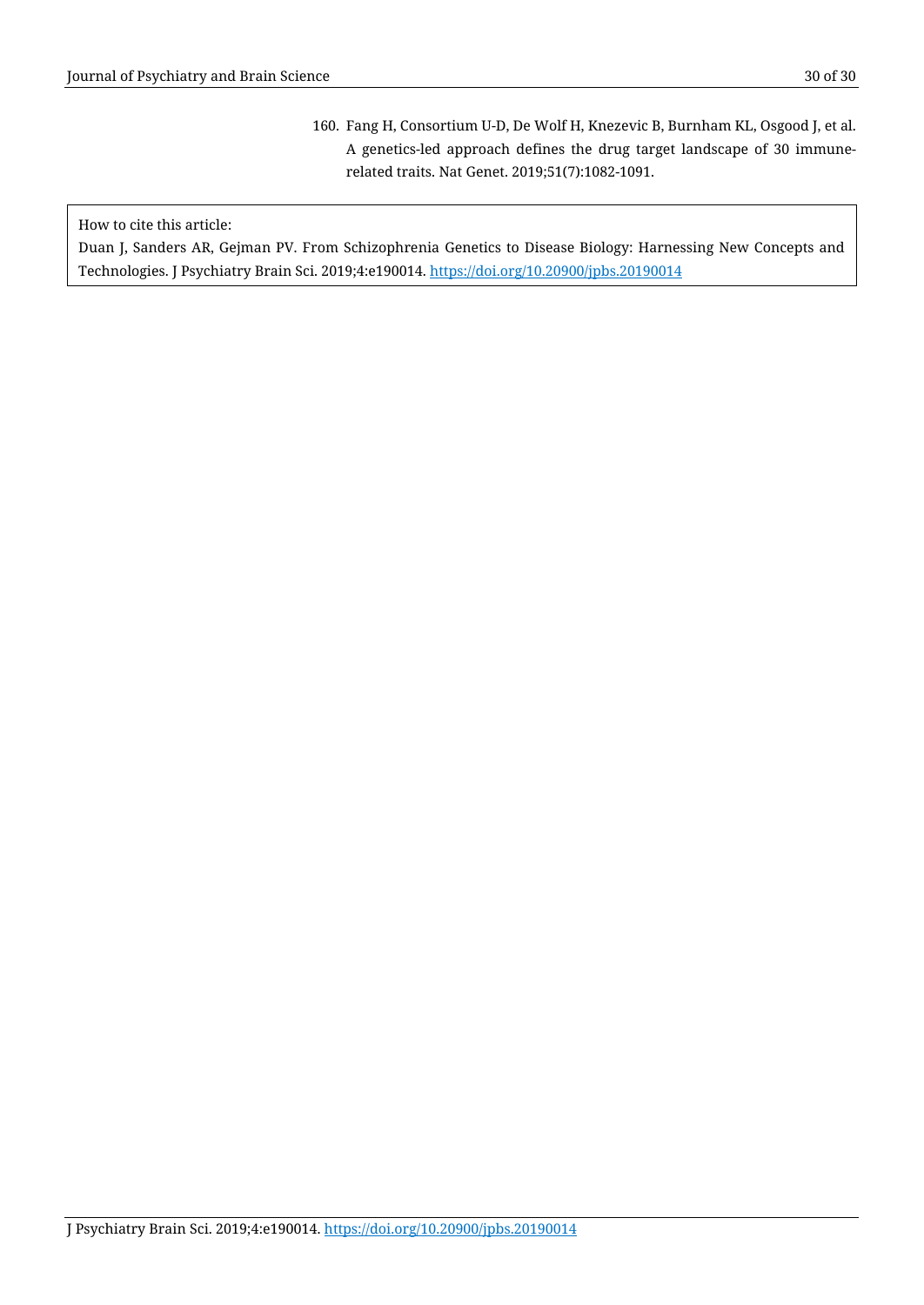160. Fang H, Consortium U-D, De Wolf H, Knezevic B, Burnham KL, Osgood J, et al. A genetics-led approach defines the drug target landscape of 30 immune-related traits. Nat Genet. 2019;51(7):1082-1091.

How to cite this article:
Duan J, Sanders AR, Gejman PV. From Schizophrenia Genetics to Disease Biology: Harnessing New Concepts and Technologies. J Psychiatry Brain Sci. 2019;4:e190014. https://doi.org/10.20900/jpbs.20190014